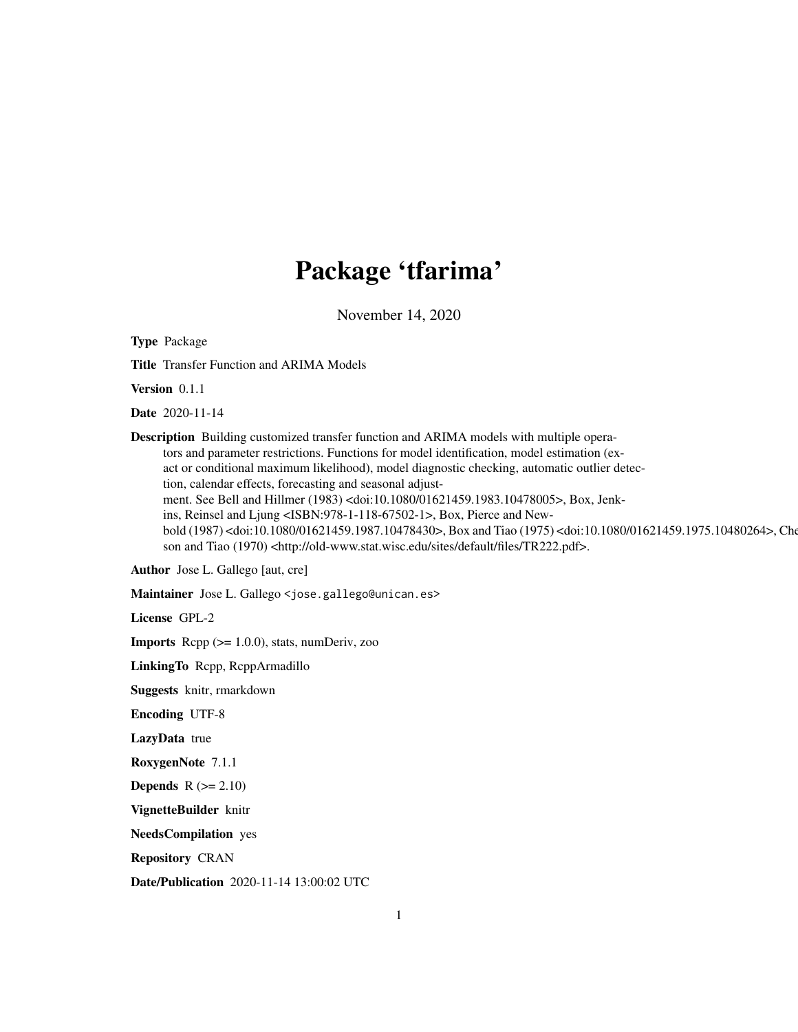# Package 'tfarima'

November 14, 2020

**Type** Package

**Title** Transfer Function and ARIMA Models

**Version** 0.1.1

**Date** 2020-11-14

**Description** Building customized transfer function and ARIMA models with multiple operators and parameter restrictions. Functions for model identification, model estimation (exact or conditional maximum likelihood), model diagnostic checking, automatic outlier detection, calendar effects, forecasting and seasonal adjustment. See Bell and Hillmer (1983) <doi:10.1080/01621459.1983.10478005>, Box, Jenkins, Reinsel and Ljung <ISBN:978-1-118-67502-1>, Box, Pierce and Newbold (1987) <doi:10.1080/01621459.1987.10478430>, Box and Tiao (1975) <doi:10.1080/01621459.1975.10480264>, Che son and Tiao (1970) <http://old-www.stat.wisc.edu/sites/default/files/TR222.pdf>.

**Author** Jose L. Gallego [aut, cre]

**Maintainer** Jose L. Gallego <jose.gallego@unican.es>

**License** GPL-2

**Imports** Rcpp (>= 1.0.0), stats, numDeriv, zoo

**LinkingTo** Rcpp, RcppArmadillo

**Suggests** knitr, rmarkdown

**Encoding** UTF-8

**LazyData** true

**RoxygenNote** 7.1.1

**Depends** R (>= 2.10)

**VignetteBuilder** knitr

**NeedsCompilation** yes

**Repository** CRAN

**Date/Publication** 2020-11-14 13:00:02 UTC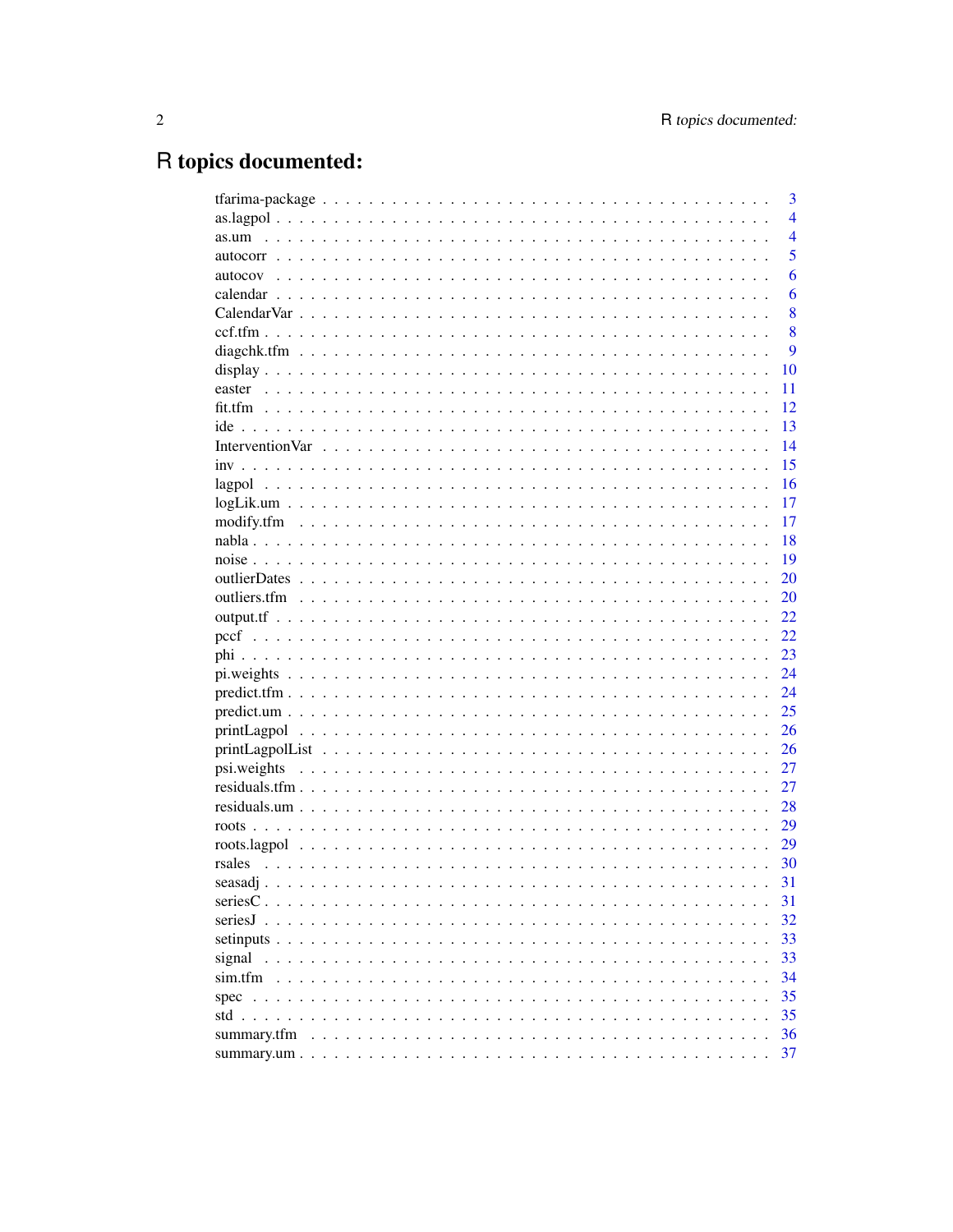# R topics documented:

| | |
|---|---|
| tfarima-package | 3 |
| as.lagpol | 4 |
| as.um | 4 |
| autocorr | 5 |
| autocov | 6 |
| calendar | 6 |
| CalendarVar | 8 |
| ccf.tfm | 8 |
| diagchk.tfm | 9 |
| display | 10 |
| easter | 11 |
| fit.tfm | 12 |
| ide | 13 |
| InterventionVar | 14 |
| inv | 15 |
| lagpol | 16 |
| logLik.um | 17 |
| modify.tfm | 17 |
| nabla | 18 |
| noise | 19 |
| outlierDates | 20 |
| outliers.tfm | 20 |
| output.tf | 22 |
| pccf | 22 |
| phi | 23 |
| pi.weights | 24 |
| predict.tfm | 24 |
| predict.um | 25 |
| printLagpol | 26 |
| printLagpolList | 26 |
| psi.weights | 27 |
| residuals.tfm | 27 |
| residuals.um | 28 |
| roots | 29 |
| roots.lagpol | 29 |
| rsales | 30 |
| seasadj | 31 |
| seriesC | 31 |
| seriesJ | 32 |
| setinputs | 33 |
| signal | 33 |
| sim.tfm | 34 |
| spec | 35 |
| std | 35 |
| summary.tfm | 36 |
| summary.um | 37 |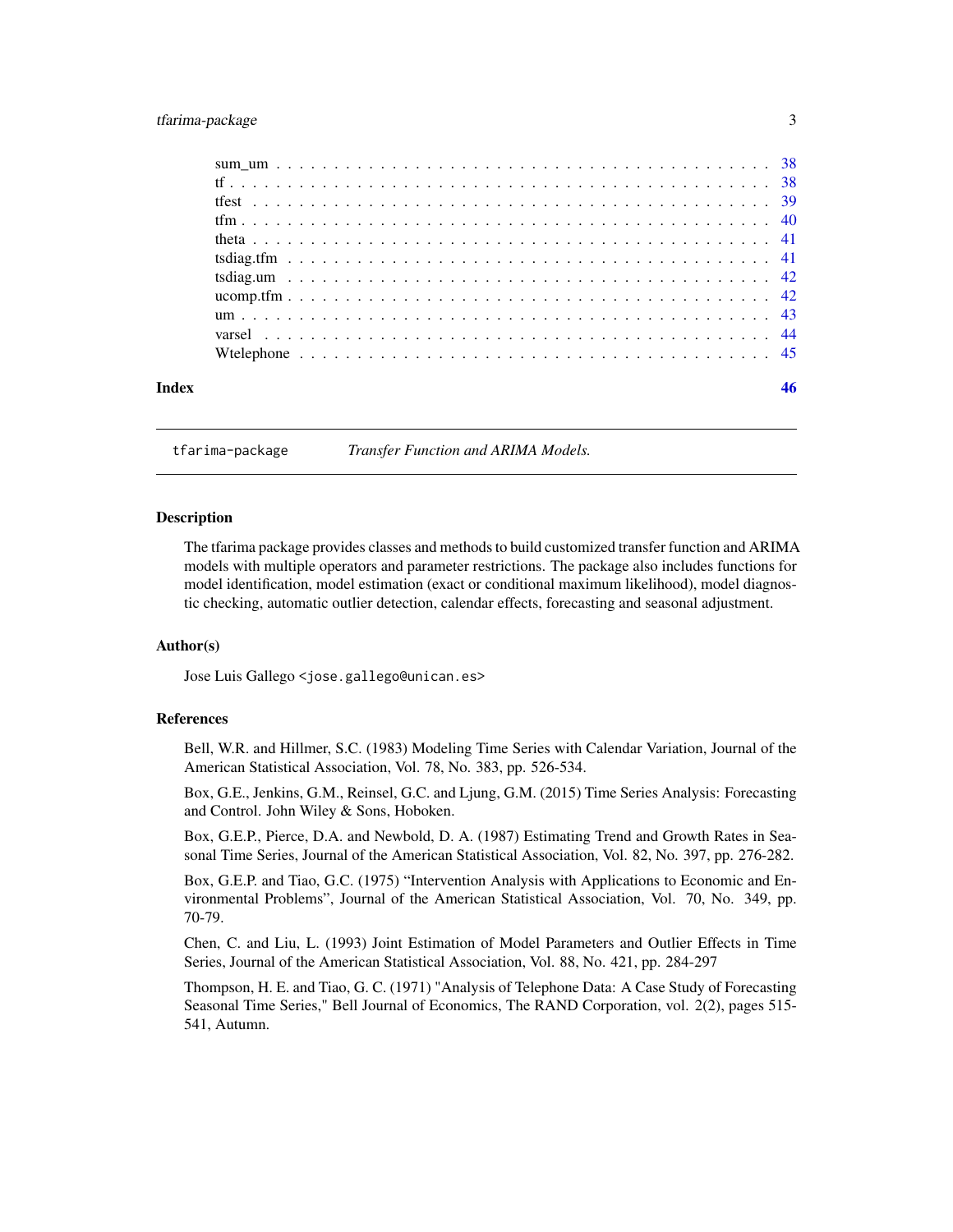sum_um . . . . . . . . . . . . . . . . . . . . . . . . . . . . . . . . . . . . . . . . 38
tf . . . . . . . . . . . . . . . . . . . . . . . . . . . . . . . . . . . . . . . . . . . 38
tfest . . . . . . . . . . . . . . . . . . . . . . . . . . . . . . . . . . . . . . . . . 39
tfm . . . . . . . . . . . . . . . . . . . . . . . . . . . . . . . . . . . . . . . . . . 40
theta . . . . . . . . . . . . . . . . . . . . . . . . . . . . . . . . . . . . . . . . . 41
tsdiag.tfm . . . . . . . . . . . . . . . . . . . . . . . . . . . . . . . . . . . . . . 41
tsdiag.um . . . . . . . . . . . . . . . . . . . . . . . . . . . . . . . . . . . . . . 42
ucomp.tfm . . . . . . . . . . . . . . . . . . . . . . . . . . . . . . . . . . . . . . 42
um . . . . . . . . . . . . . . . . . . . . . . . . . . . . . . . . . . . . . . . . . . . 43
varsel . . . . . . . . . . . . . . . . . . . . . . . . . . . . . . . . . . . . . . . . . 44
Wtelephone . . . . . . . . . . . . . . . . . . . . . . . . . . . . . . . . . . . . . 45

**Index** 46

---

`tfarima-package` *Transfer Function and ARIMA Models.*

---

## Description

The tfarima package provides classes and methods to build customized transfer function and ARIMA models with multiple operators and parameter restrictions. The package also includes functions for model identification, model estimation (exact or conditional maximum likelihood), model diagnostic checking, automatic outlier detection, calendar effects, forecasting and seasonal adjustment.

## Author(s)

Jose Luis Gallego <jose.gallego@unican.es>

## References

Bell, W.R. and Hillmer, S.C. (1983) Modeling Time Series with Calendar Variation, Journal of the American Statistical Association, Vol. 78, No. 383, pp. 526-534.

Box, G.E., Jenkins, G.M., Reinsel, G.C. and Ljung, G.M. (2015) Time Series Analysis: Forecasting and Control. John Wiley & Sons, Hoboken.

Box, G.E.P., Pierce, D.A. and Newbold, D. A. (1987) Estimating Trend and Growth Rates in Seasonal Time Series, Journal of the American Statistical Association, Vol. 82, No. 397, pp. 276-282.

Box, G.E.P. and Tiao, G.C. (1975) "Intervention Analysis with Applications to Economic and Environmental Problems", Journal of the American Statistical Association, Vol. 70, No. 349, pp. 70-79.

Chen, C. and Liu, L. (1993) Joint Estimation of Model Parameters and Outlier Effects in Time Series, Journal of the American Statistical Association, Vol. 88, No. 421, pp. 284-297

Thompson, H. E. and Tiao, G. C. (1971) "Analysis of Telephone Data: A Case Study of Forecasting Seasonal Time Series," Bell Journal of Economics, The RAND Corporation, vol. 2(2), pages 515-541, Autumn.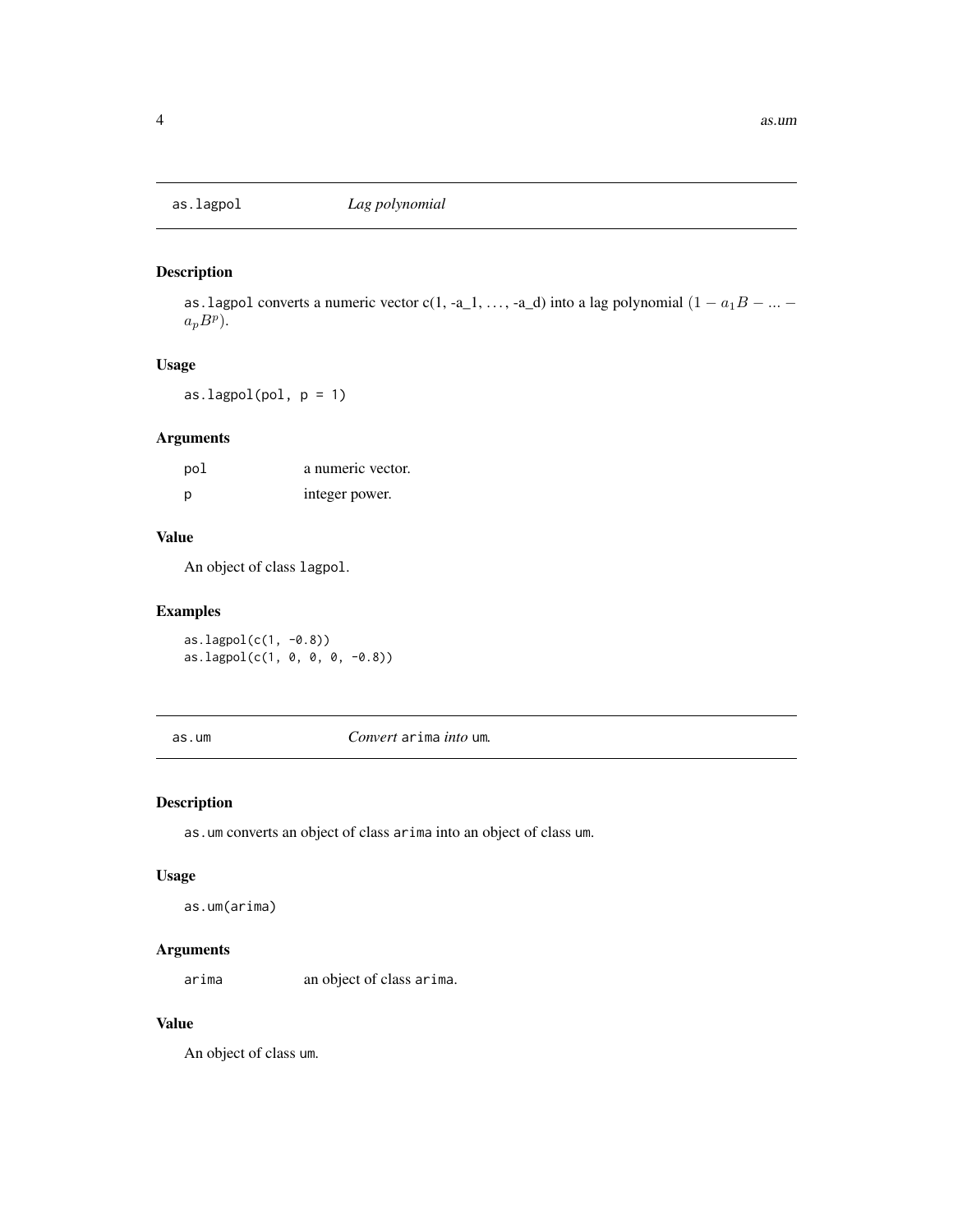## as.lagpol — *Lag polynomial*

### Description

`as.lagpol` converts a numeric vector c(1, -a_1, ..., -a_d) into a lag polynomial $(1 - a_1 B - ... - a_p B^p)$.

### Usage

```
as.lagpol(pol, p = 1)
```

### Arguments

| | |
|---|---|
| `pol` | a numeric vector. |
| `p` | integer power. |

### Value

An object of class `lagpol`.

### Examples

```
as.lagpol(c(1, -0.8))
as.lagpol(c(1, 0, 0, 0, -0.8))
```

## as.um — *Convert* `arima` *into* `um`.

### Description

`as.um` converts an object of class `arima` into an object of class `um`.

### Usage

```
as.um(arima)
```

### Arguments

| | |
|---|---|
| `arima` | an object of class `arima`. |

### Value

An object of class `um`.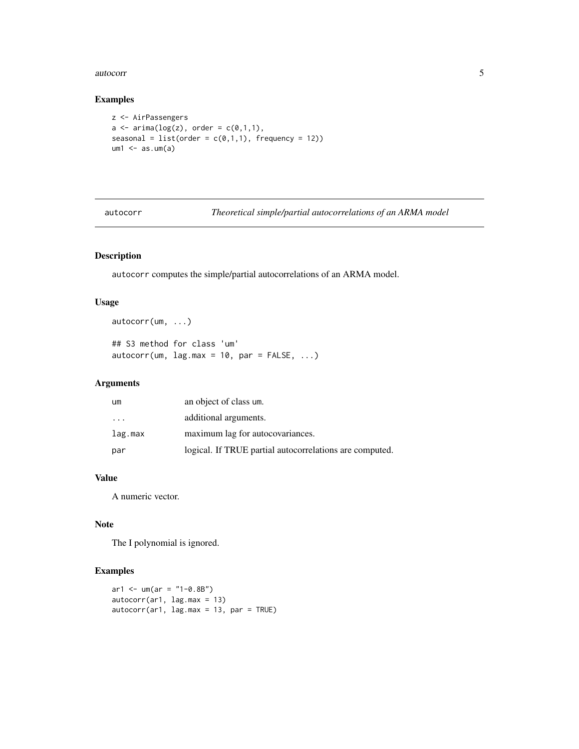## Examples

```
z <- AirPassengers
a <- arima(log(z), order = c(0,1,1),
seasonal = list(order = c(0,1,1), frequency = 12))
um1 <- as.um(a)
```

---

# autocorr — *Theoretical simple/partial autocorrelations of an ARMA model*

## Description

autocorr computes the simple/partial autocorrelations of an ARMA model.

## Usage

```
autocorr(um, ...)

## S3 method for class 'um'
autocorr(um, lag.max = 10, par = FALSE, ...)
```

## Arguments

| | |
|---|---|
| um | an object of class um. |
| ... | additional arguments. |
| lag.max | maximum lag for autocovariances. |
| par | logical. If TRUE partial autocorrelations are computed. |

## Value

A numeric vector.

## Note

The I polynomial is ignored.

## Examples

```
ar1 <- um(ar = "1-0.8B")
autocorr(ar1, lag.max = 13)
autocorr(ar1, lag.max = 13, par = TRUE)
```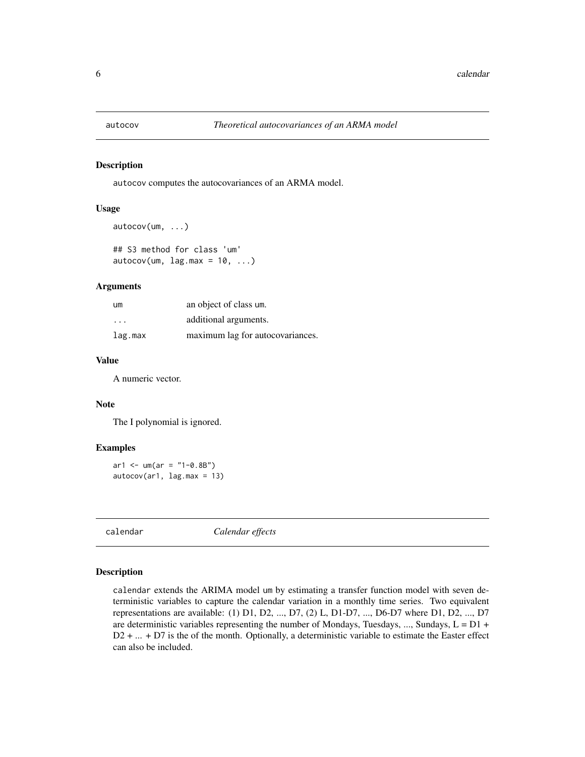## autocov *Theoretical autocovariances of an ARMA model*

### Description

autocov computes the autocovariances of an ARMA model.

### Usage

```
autocov(um, ...)

## S3 method for class 'um'
autocov(um, lag.max = 10, ...)
```

### Arguments

| | |
|---|---|
| um | an object of class um. |
| ... | additional arguments. |
| lag.max | maximum lag for autocovariances. |

### Value

A numeric vector.

### Note

The I polynomial is ignored.

### Examples

```
ar1 <- um(ar = "1-0.8B")
autocov(ar1, lag.max = 13)
```

## calendar *Calendar effects*

### Description

calendar extends the ARIMA model um by estimating a transfer function model with seven deterministic variables to capture the calendar variation in a monthly time series. Two equivalent representations are available: (1) D1, D2, ..., D7, (2) L, D1-D7, ..., D6-D7 where D1, D2, ..., D7 are deterministic variables representing the number of Mondays, Tuesdays, ..., Sundays, L = D1 + D2 + ... + D7 is the of the month. Optionally, a deterministic variable to estimate the Easter effect can also be included.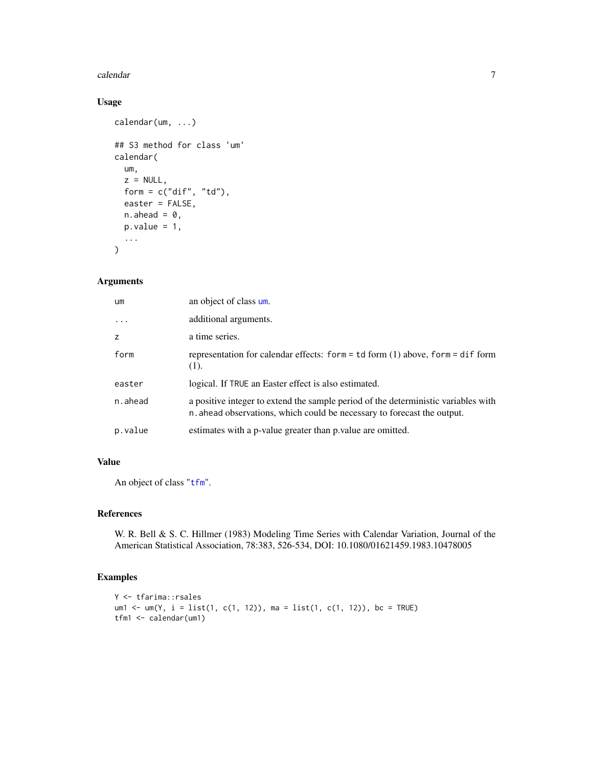### Usage

```
calendar(um, ...)

## S3 method for class 'um'
calendar(
  um,
  z = NULL,
  form = c("dif", "td"),
  easter = FALSE,
  n.ahead = 0,
  p.value = 1,
  ...
)
```

### Arguments

| | |
|---|---|
| um | an object of class um. |
| ... | additional arguments. |
| z | a time series. |
| form | representation for calendar effects: form = td form (1) above, form = dif form (1). |
| easter | logical. If TRUE an Easter effect is also estimated. |
| n.ahead | a positive integer to extend the sample period of the deterministic variables with n.ahead observations, which could be necessary to forecast the output. |
| p.value | estimates with a p-value greater than p.value are omitted. |

### Value

An object of class "tfm".

### References

W. R. Bell & S. C. Hillmer (1983) Modeling Time Series with Calendar Variation, Journal of the American Statistical Association, 78:383, 526-534, DOI: 10.1080/01621459.1983.10478005

### Examples

```
Y <- tfarima::rsales
um1 <- um(Y, i = list(1, c(1, 12)), ma = list(1, c(1, 12)), bc = TRUE)
tfm1 <- calendar(um1)
```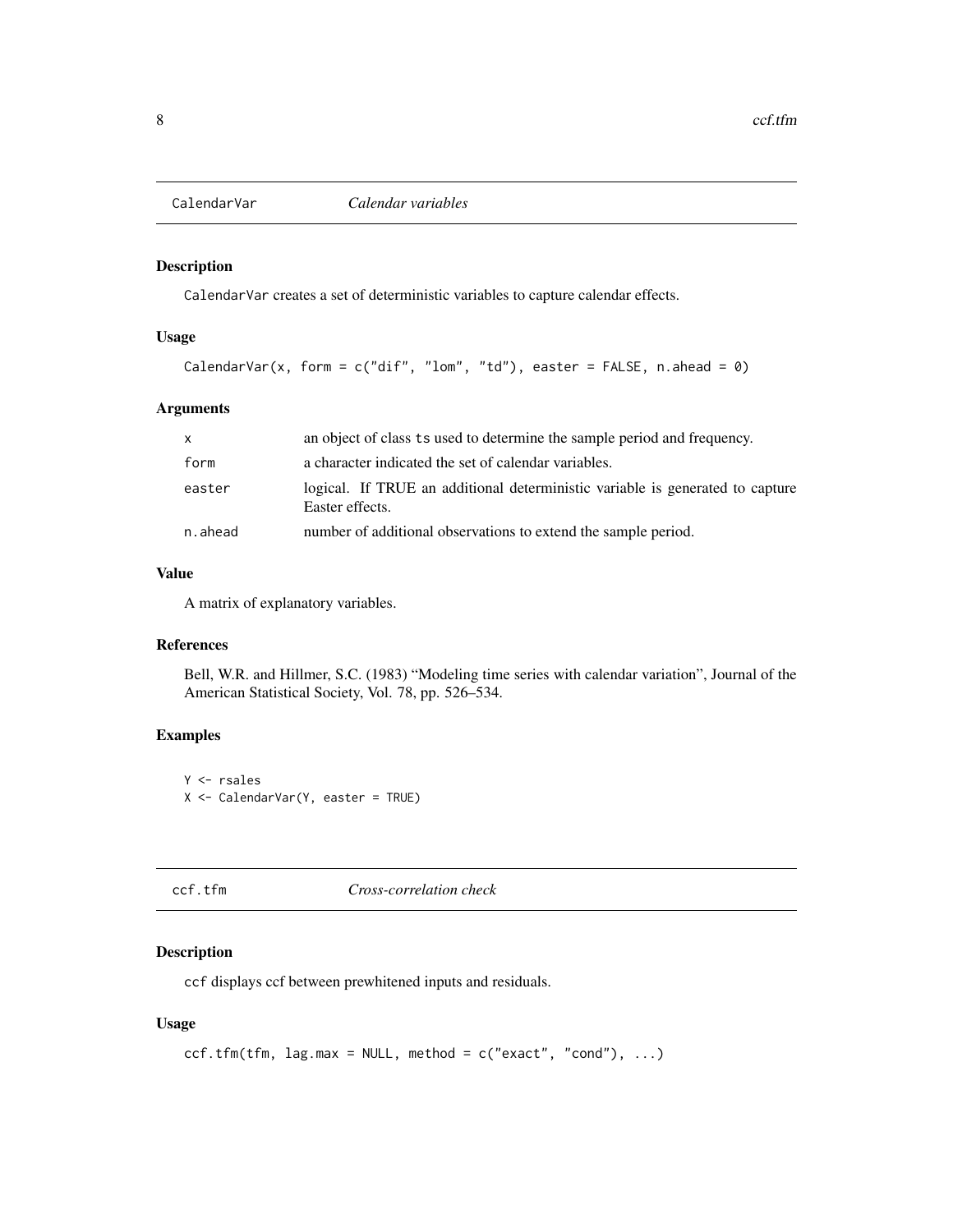## CalendarVar *Calendar variables*

### Description

CalendarVar creates a set of deterministic variables to capture calendar effects.

### Usage

```
CalendarVar(x, form = c("dif", "lom", "td"), easter = FALSE, n.ahead = 0)
```

### Arguments

| | |
|---|---|
| x | an object of class ts used to determine the sample period and frequency. |
| form | a character indicated the set of calendar variables. |
| easter | logical. If TRUE an additional deterministic variable is generated to capture Easter effects. |
| n.ahead | number of additional observations to extend the sample period. |

### Value

A matrix of explanatory variables.

### References

Bell, W.R. and Hillmer, S.C. (1983) "Modeling time series with calendar variation", Journal of the American Statistical Society, Vol. 78, pp. 526–534.

### Examples

```
Y <- rsales
X <- CalendarVar(Y, easter = TRUE)
```

## ccf.tfm *Cross-correlation check*

### Description

ccf displays ccf between prewhitened inputs and residuals.

### Usage

```
ccf.tfm(tfm, lag.max = NULL, method = c("exact", "cond"), ...)
```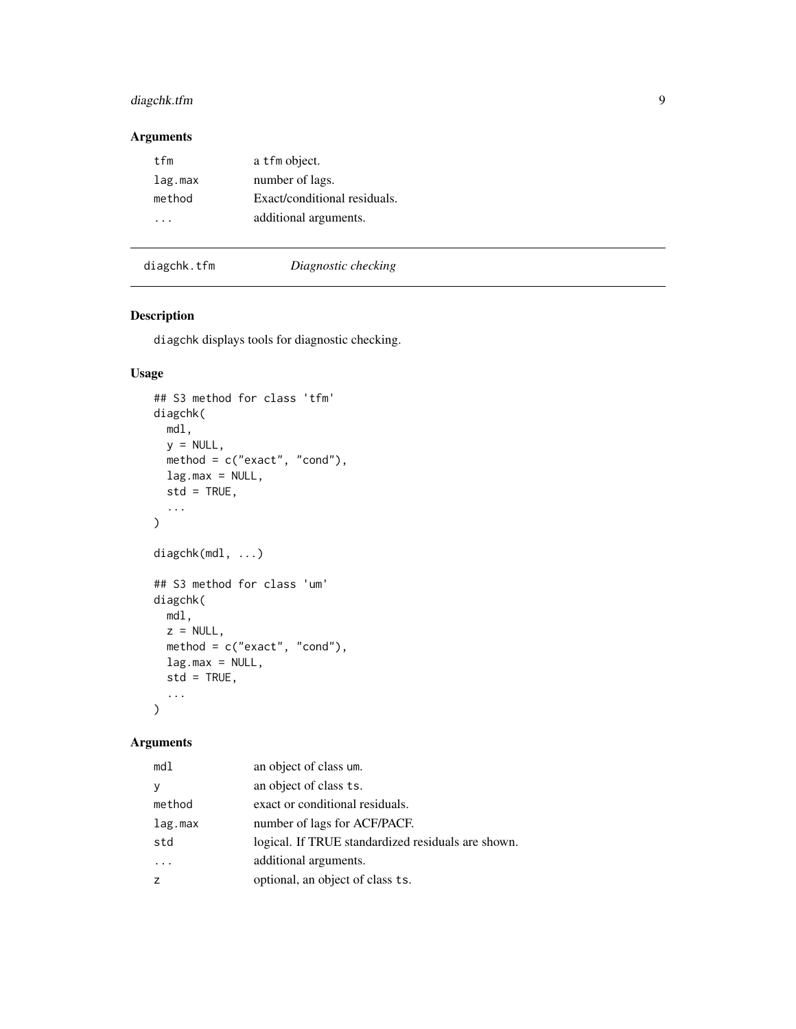## Arguments

| | |
|---|---|
| tfm | a tfm object. |
| lag.max | number of lags. |
| method | Exact/conditional residuals. |
| ... | additional arguments. |

---

diagchk.tfm *Diagnostic checking*

---

## Description

diagchk displays tools for diagnostic checking.

## Usage

```
## S3 method for class 'tfm'
diagchk(
  mdl,
  y = NULL,
  method = c("exact", "cond"),
  lag.max = NULL,
  std = TRUE,
  ...
)

diagchk(mdl, ...)

## S3 method for class 'um'
diagchk(
  mdl,
  z = NULL,
  method = c("exact", "cond"),
  lag.max = NULL,
  std = TRUE,
  ...
)
```

## Arguments

| | |
|---|---|
| mdl | an object of class um. |
| y | an object of class ts. |
| method | exact or conditional residuals. |
| lag.max | number of lags for ACF/PACF. |
| std | logical. If TRUE standardized residuals are shown. |
| ... | additional arguments. |
| z | optional, an object of class ts. |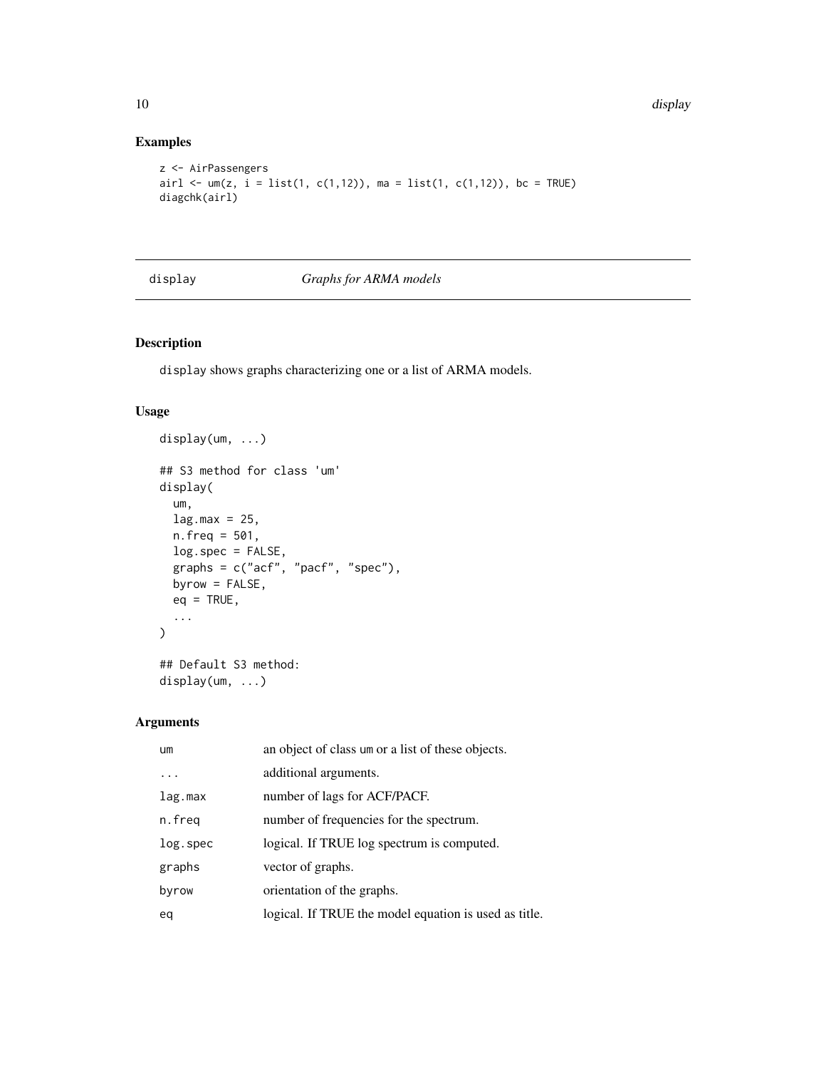## Examples

```
z <- AirPassengers
airl <- um(z, i = list(1, c(1,12)), ma = list(1, c(1,12)), bc = TRUE)
diagchk(airl)
```

---

## display — *Graphs for ARMA models*

---

### Description

display shows graphs characterizing one or a list of ARMA models.

### Usage

```
display(um, ...)

## S3 method for class 'um'
display(
  um,
  lag.max = 25,
  n.freq = 501,
  log.spec = FALSE,
  graphs = c("acf", "pacf", "spec"),
  byrow = FALSE,
  eq = TRUE,
  ...
)

## Default S3 method:
display(um, ...)
```

### Arguments

| | |
|---|---|
| um | an object of class um or a list of these objects. |
| ... | additional arguments. |
| lag.max | number of lags for ACF/PACF. |
| n.freq | number of frequencies for the spectrum. |
| log.spec | logical. If TRUE log spectrum is computed. |
| graphs | vector of graphs. |
| byrow | orientation of the graphs. |
| eq | logical. If TRUE the model equation is used as title. |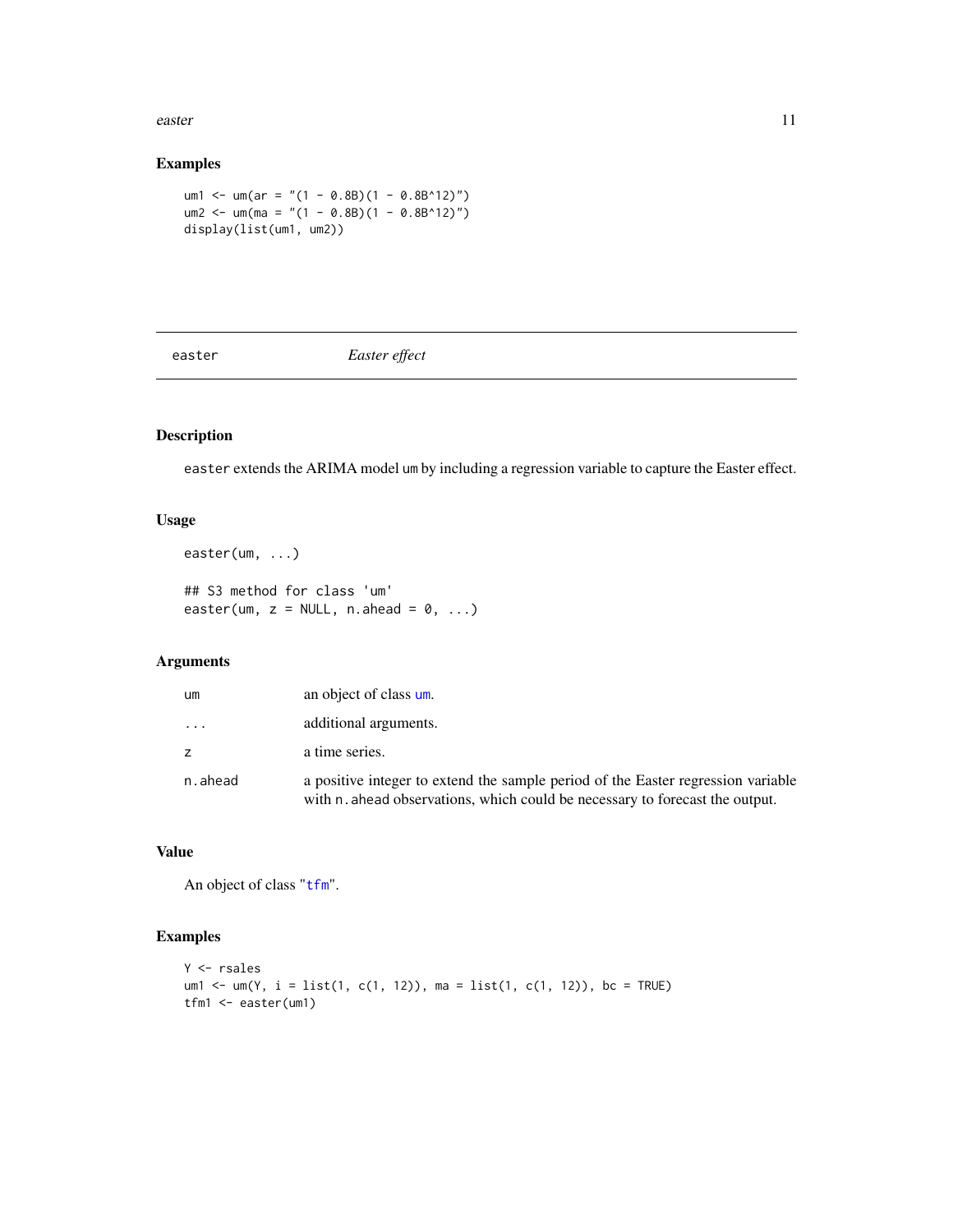## Examples

```
um1 <- um(ar = "(1 - 0.8B)(1 - 0.8B^12)")
um2 <- um(ma = "(1 - 0.8B)(1 - 0.8B^12)")
display(list(um1, um2))
```

---

# easter *Easter effect*

---

## Description

`easter` extends the ARIMA model `um` by including a regression variable to capture the Easter effect.

## Usage

```
easter(um, ...)

## S3 method for class 'um'
easter(um, z = NULL, n.ahead = 0, ...)
```

## Arguments

| | |
|---|---|
| `um` | an object of class `um`. |
| `...` | additional arguments. |
| `z` | a time series. |
| `n.ahead` | a positive integer to extend the sample period of the Easter regression variable with `n.ahead` observations, which could be necessary to forecast the output. |

## Value

An object of class "`tfm`".

## Examples

```
Y <- rsales
um1 <- um(Y, i = list(1, c(1, 12)), ma = list(1, c(1, 12)), bc = TRUE)
tfm1 <- easter(um1)
```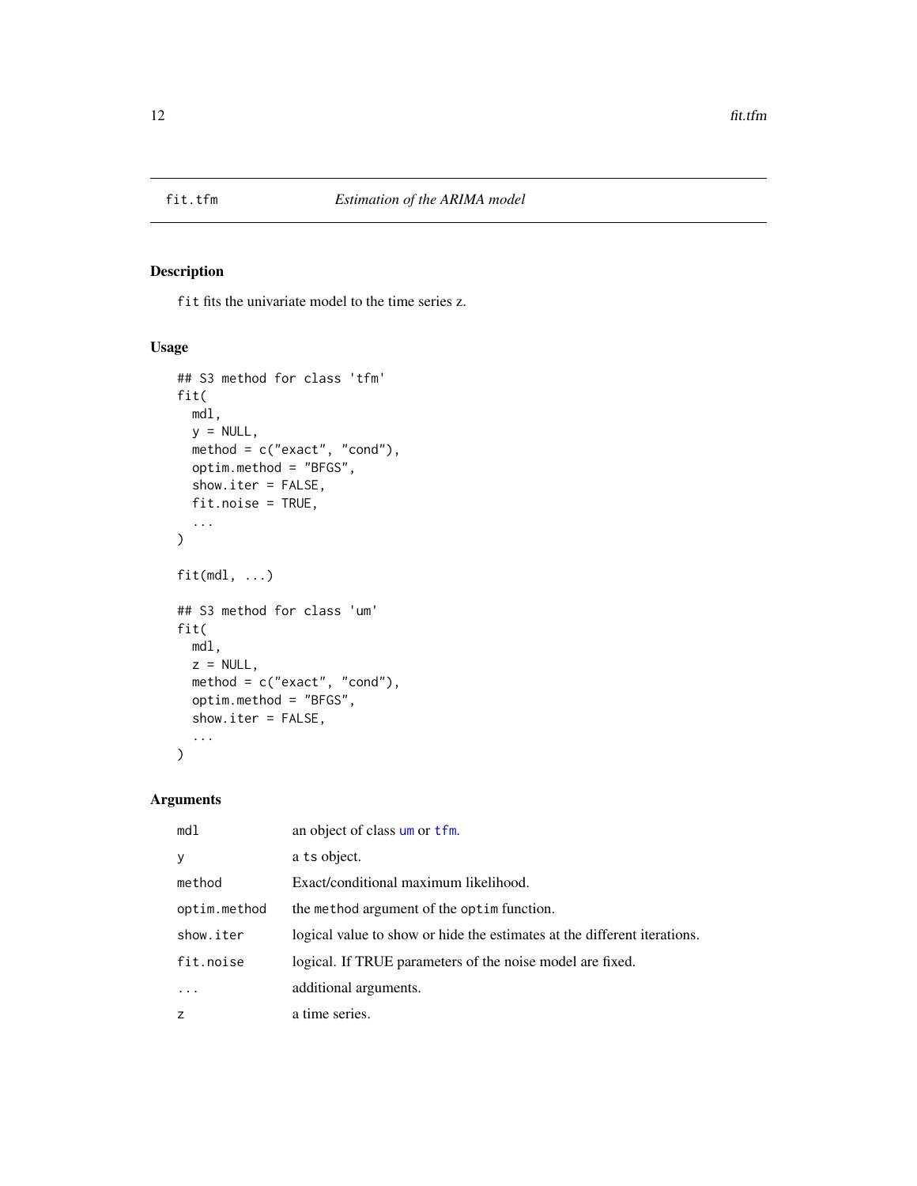# fit.tfm *Estimation of the ARIMA model*

## Description

`fit` fits the univariate model to the time series z.

## Usage

```
## S3 method for class 'tfm'
fit(
  mdl,
  y = NULL,
  method = c("exact", "cond"),
  optim.method = "BFGS",
  show.iter = FALSE,
  fit.noise = TRUE,
  ...
)

fit(mdl, ...)

## S3 method for class 'um'
fit(
  mdl,
  z = NULL,
  method = c("exact", "cond"),
  optim.method = "BFGS",
  show.iter = FALSE,
  ...
)
```

## Arguments

| | |
|---|---|
| `mdl` | an object of class `um` or `tfm`. |
| `y` | a `ts` object. |
| `method` | Exact/conditional maximum likelihood. |
| `optim.method` | the `method` argument of the `optim` function. |
| `show.iter` | logical value to show or hide the estimates at the different iterations. |
| `fit.noise` | logical. If TRUE parameters of the noise model are fixed. |
| `...` | additional arguments. |
| `z` | a time series. |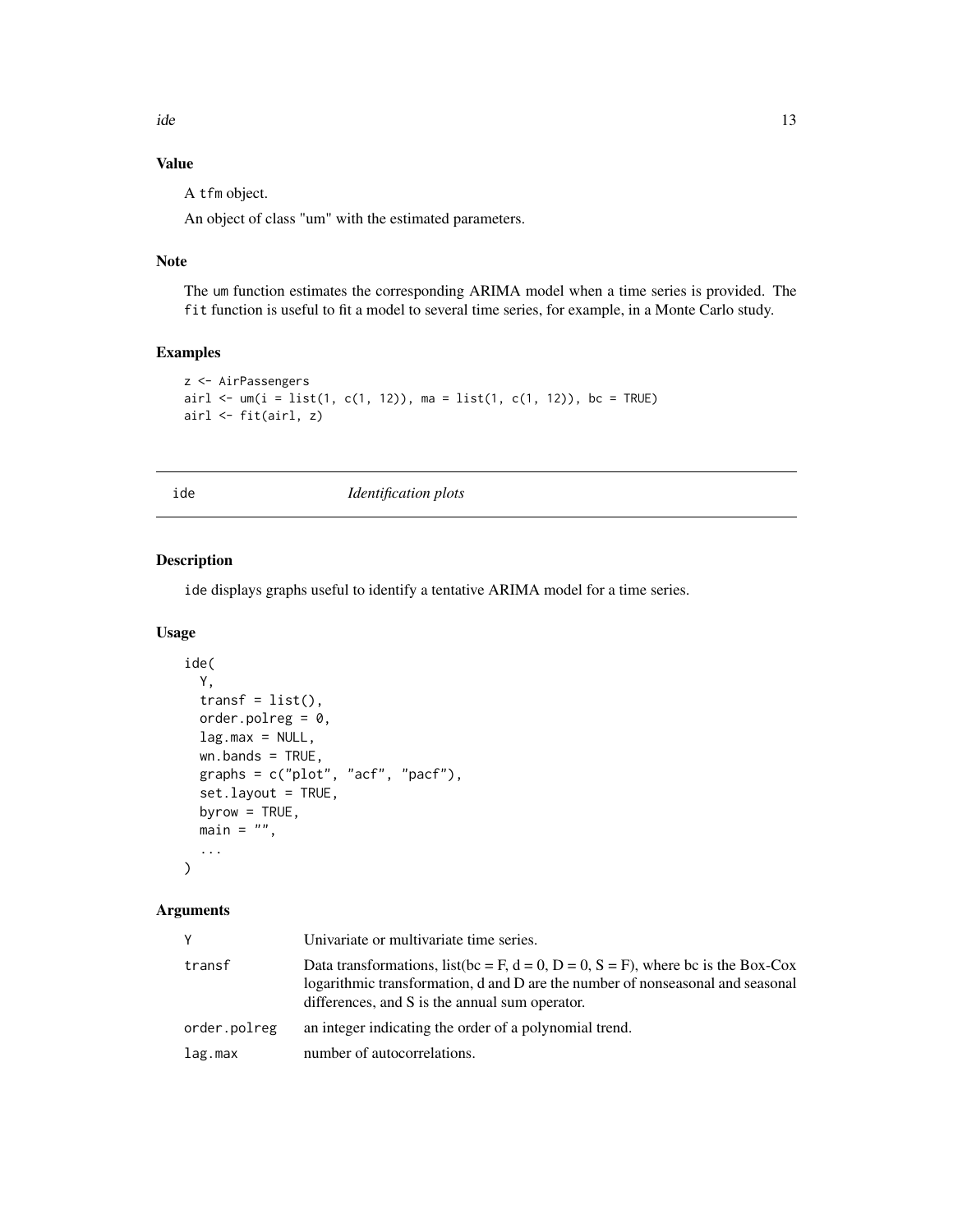### Value

A tfm object.

An object of class "um" with the estimated parameters.

### Note

The um function estimates the corresponding ARIMA model when a time series is provided. The fit function is useful to fit a model to several time series, for example, in a Monte Carlo study.

### Examples

```
z <- AirPassengers
airl <- um(i = list(1, c(1, 12)), ma = list(1, c(1, 12)), bc = TRUE)
airl <- fit(airl, z)
```

## ide — *Identification plots*

### Description

ide displays graphs useful to identify a tentative ARIMA model for a time series.

### Usage

```
ide(
  Y,
  transf = list(),
  order.polreg = 0,
  lag.max = NULL,
  wn.bands = TRUE,
  graphs = c("plot", "acf", "pacf"),
  set.layout = TRUE,
  byrow = TRUE,
  main = "",
  ...
)
```

### Arguments

| | |
|---|---|
| Y | Univariate or multivariate time series. |
| transf | Data transformations, list(bc = F, d = 0, D = 0, S = F), where bc is the Box-Cox logarithmic transformation, d and D are the number of nonseasonal and seasonal differences, and S is the annual sum operator. |
| order.polreg | an integer indicating the order of a polynomial trend. |
| lag.max | number of autocorrelations. |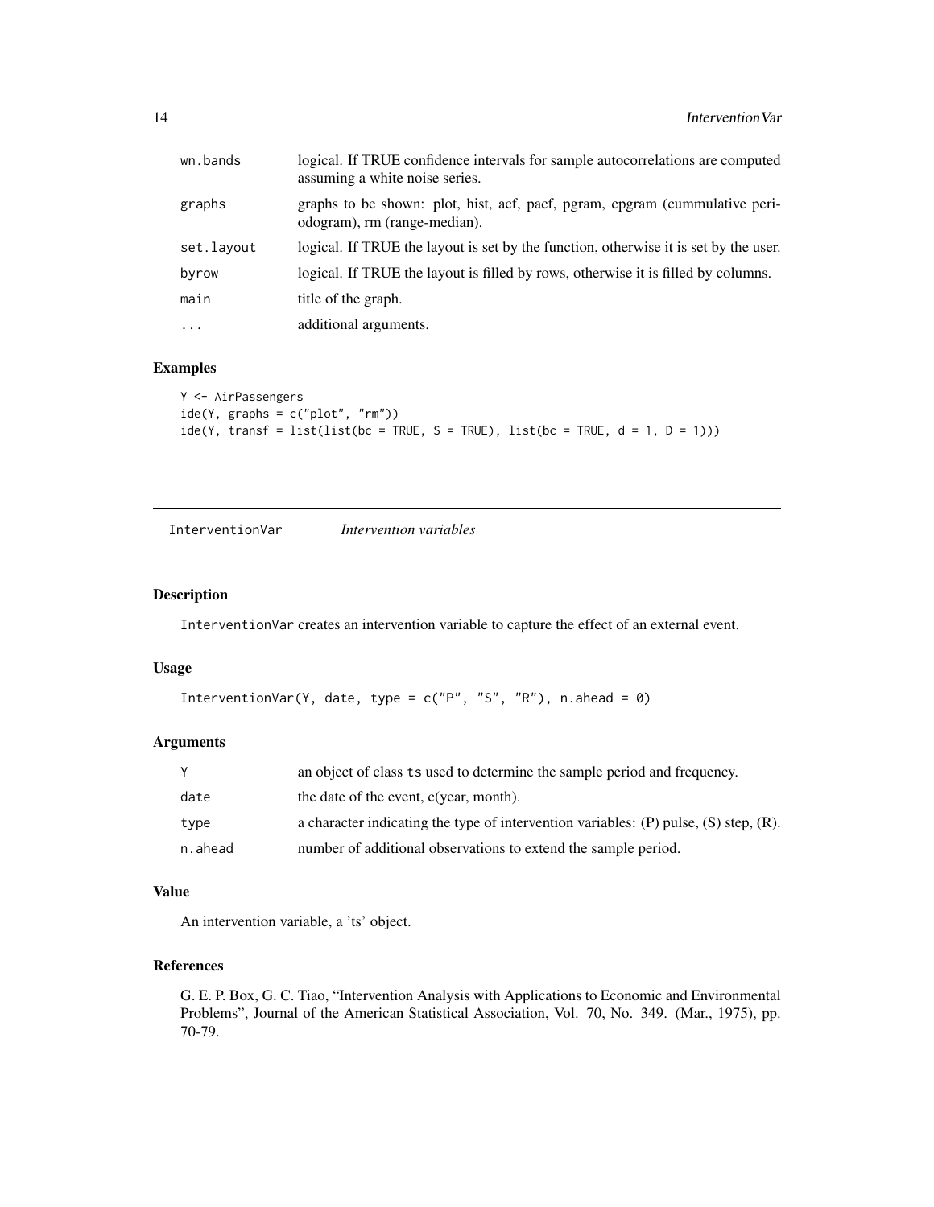| | |
|---|---|
| wn.bands | logical. If TRUE confidence intervals for sample autocorrelations are computed assuming a white noise series. |
| graphs | graphs to be shown: plot, hist, acf, pacf, pgram, cpgram (cummulative periodogram), rm (range-median). |
| set.layout | logical. If TRUE the layout is set by the function, otherwise it is set by the user. |
| byrow | logical. If TRUE the layout is filled by rows, otherwise it is filled by columns. |
| main | title of the graph. |
| ... | additional arguments. |

### Examples

```
Y <- AirPassengers
ide(Y, graphs = c("plot", "rm"))
ide(Y, transf = list(list(bc = TRUE, S = TRUE), list(bc = TRUE, d = 1, D = 1)))
```

---

## InterventionVar *Intervention variables*

---

### Description

InterventionVar creates an intervention variable to capture the effect of an external event.

### Usage

```
InterventionVar(Y, date, type = c("P", "S", "R"), n.ahead = 0)
```

### Arguments

| | |
|---|---|
| Y | an object of class ts used to determine the sample period and frequency. |
| date | the date of the event, c(year, month). |
| type | a character indicating the type of intervention variables: (P) pulse, (S) step, (R). |
| n.ahead | number of additional observations to extend the sample period. |

### Value

An intervention variable, a 'ts' object.

### References

G. E. P. Box, G. C. Tiao, "Intervention Analysis with Applications to Economic and Environmental Problems", Journal of the American Statistical Association, Vol. 70, No. 349. (Mar., 1975), pp. 70-79.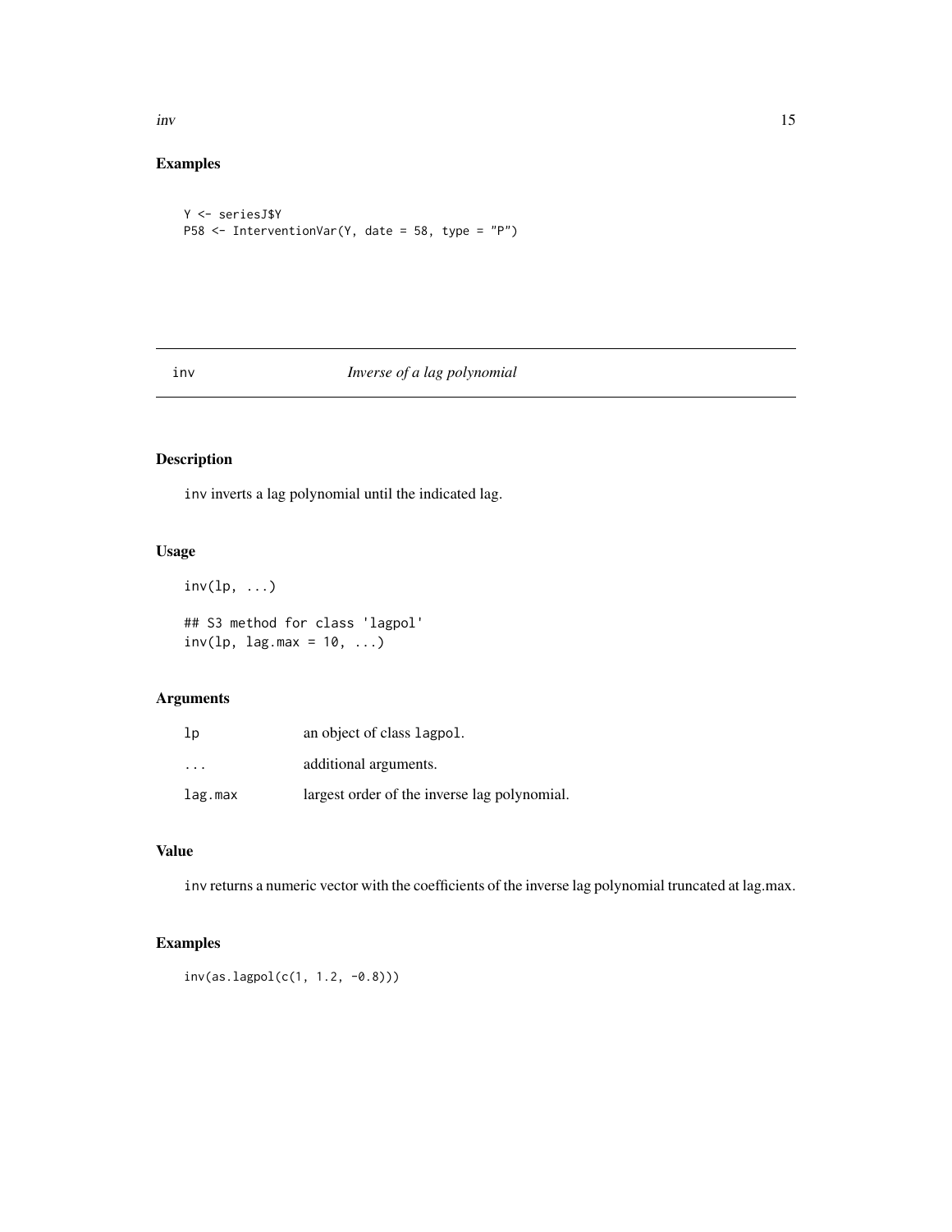## Examples

```
Y <- seriesJ$Y
P58 <- InterventionVar(Y, date = 58, type = "P")
```

# inv — *Inverse of a lag polynomial*

## Description

inv inverts a lag polynomial until the indicated lag.

## Usage

```
inv(lp, ...)

## S3 method for class 'lagpol'
inv(lp, lag.max = 10, ...)
```

## Arguments

| | |
|---|---|
| lp | an object of class lagpol. |
| ... | additional arguments. |
| lag.max | largest order of the inverse lag polynomial. |

## Value

inv returns a numeric vector with the coefficients of the inverse lag polynomial truncated at lag.max.

## Examples

```
inv(as.lagpol(c(1, 1.2, -0.8)))
```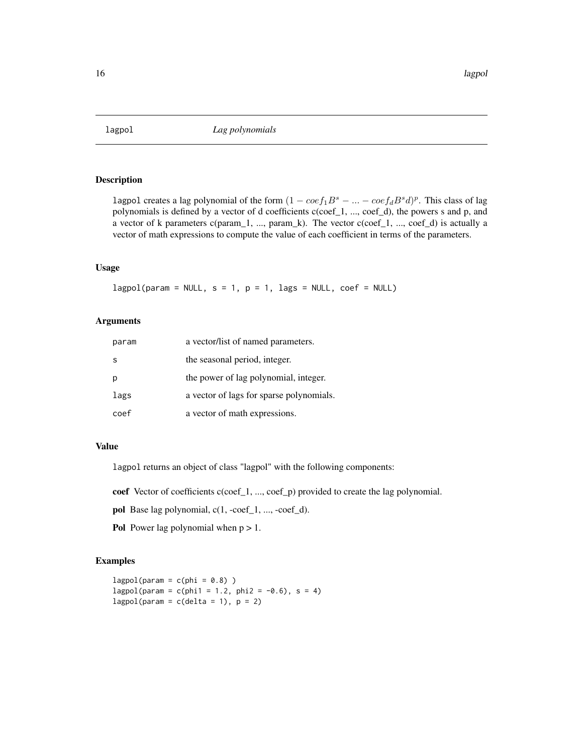lagpol *Lag polynomials*

## Description

lagpol creates a lag polynomial of the form $(1 - coef_1 B^s - ... - coef_d B^s d)^p$. This class of lag polynomials is defined by a vector of d coefficients c(coef_1, ..., coef_d), the powers s and p, and a vector of k parameters c(param_1, ..., param_k). The vector c(coef_1, ..., coef_d) is actually a vector of math expressions to compute the value of each coefficient in terms of the parameters.

## Usage

```
lagpol(param = NULL, s = 1, p = 1, lags = NULL, coef = NULL)
```

## Arguments

| | |
|---|---|
| param | a vector/list of named parameters. |
| s | the seasonal period, integer. |
| p | the power of lag polynomial, integer. |
| lags | a vector of lags for sparse polynomials. |
| coef | a vector of math expressions. |

## Value

lagpol returns an object of class "lagpol" with the following components:

**coef** Vector of coefficients c(coef_1, ..., coef_p) provided to create the lag polynomial.

**pol** Base lag polynomial, c(1, -coef_1, ..., -coef_d).

**Pol** Power lag polynomial when p > 1.

## Examples

```
lagpol(param = c(phi = 0.8) )
lagpol(param = c(phi1 = 1.2, phi2 = -0.6), s = 4)
lagpol(param = c(delta = 1), p = 2)
```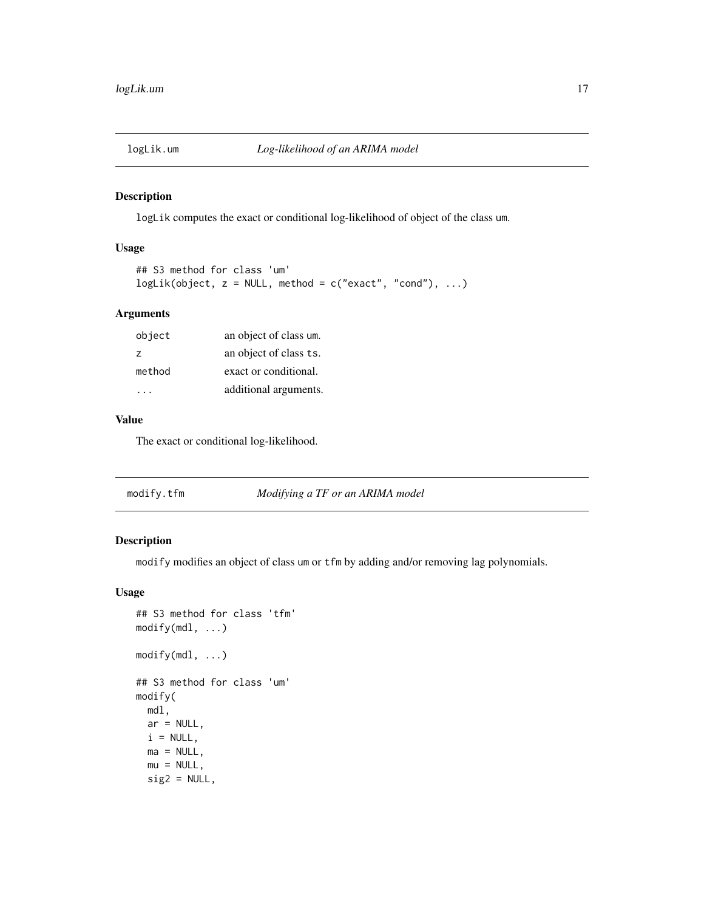## logLik.um *Log-likelihood of an ARIMA model*

### Description

`logLik` computes the exact or conditional log-likelihood of object of the class `um`.

### Usage

```
## S3 method for class 'um'
logLik(object, z = NULL, method = c("exact", "cond"), ...)
```

### Arguments

| | |
|---|---|
| `object` | an object of class `um`. |
| `z` | an object of class `ts`. |
| `method` | exact or conditional. |
| `...` | additional arguments. |

### Value

The exact or conditional log-likelihood.

## modify.tfm *Modifying a TF or an ARIMA model*

### Description

`modify` modifies an object of class `um` or `tfm` by adding and/or removing lag polynomials.

### Usage

```
## S3 method for class 'tfm'
modify(mdl, ...)

modify(mdl, ...)

## S3 method for class 'um'
modify(
  mdl,
  ar = NULL,
  i = NULL,
  ma = NULL,
  mu = NULL,
  sig2 = NULL,
```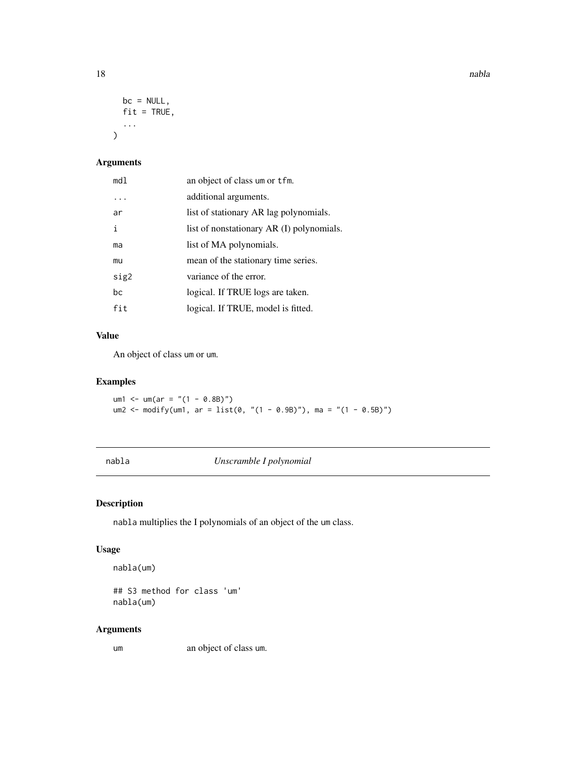```
  bc = NULL,
  fit = TRUE,
  ...
)
```

### Arguments

| | |
|---|---|
| mdl | an object of class um or tfm. |
| ... | additional arguments. |
| ar | list of stationary AR lag polynomials. |
| i | list of nonstationary AR (I) polynomials. |
| ma | list of MA polynomials. |
| mu | mean of the stationary time series. |
| sig2 | variance of the error. |
| bc | logical. If TRUE logs are taken. |
| fit | logical. If TRUE, model is fitted. |

### Value

An object of class um or um.

### Examples

```
um1 <- um(ar = "(1 - 0.8B)")
um2 <- modify(um1, ar = list(0, "(1 - 0.9B)"), ma = "(1 - 0.5B)")
```

---

## nabla — *Unscramble I polynomial*

### Description

nabla multiplies the I polynomials of an object of the um class.

### Usage

```
nabla(um)

## S3 method for class 'um'
nabla(um)
```

### Arguments

| | |
|---|---|
| um | an object of class um. |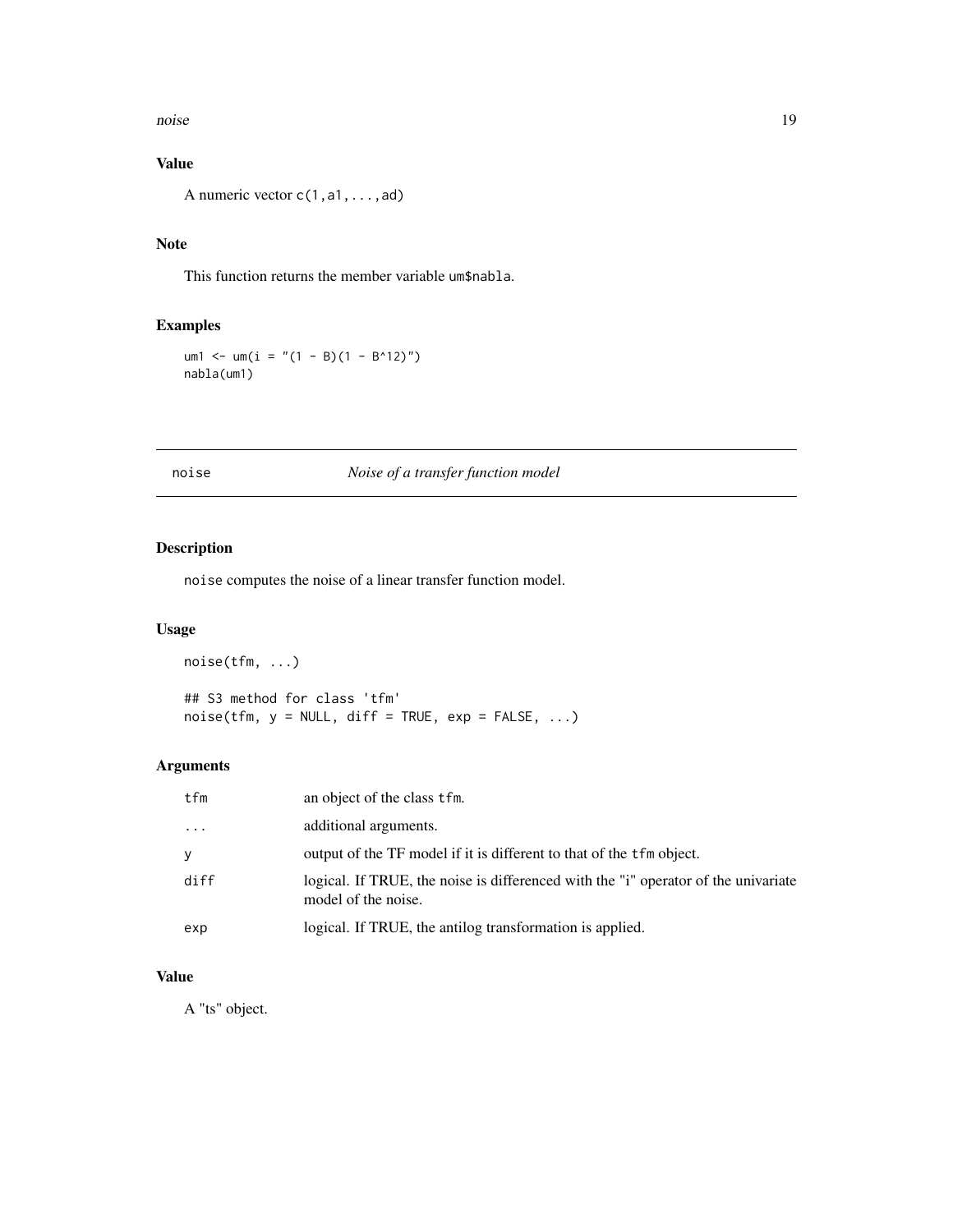### Value

A numeric vector `c(1,a1,...,ad)`

### Note

This function returns the member variable `um$nabla`.

### Examples

```
um1 <- um(i = "(1 - B)(1 - B^12)")
nabla(um1)
```

---

## noise — *Noise of a transfer function model*

### Description

`noise` computes the noise of a linear transfer function model.

### Usage

```
noise(tfm, ...)

## S3 method for class 'tfm'
noise(tfm, y = NULL, diff = TRUE, exp = FALSE, ...)
```

### Arguments

| | |
|---|---|
| `tfm` | an object of the class `tfm`. |
| `...` | additional arguments. |
| `y` | output of the TF model if it is different to that of the `tfm` object. |
| `diff` | logical. If TRUE, the noise is differenced with the "i" operator of the univariate model of the noise. |
| `exp` | logical. If TRUE, the antilog transformation is applied. |

### Value

A "ts" object.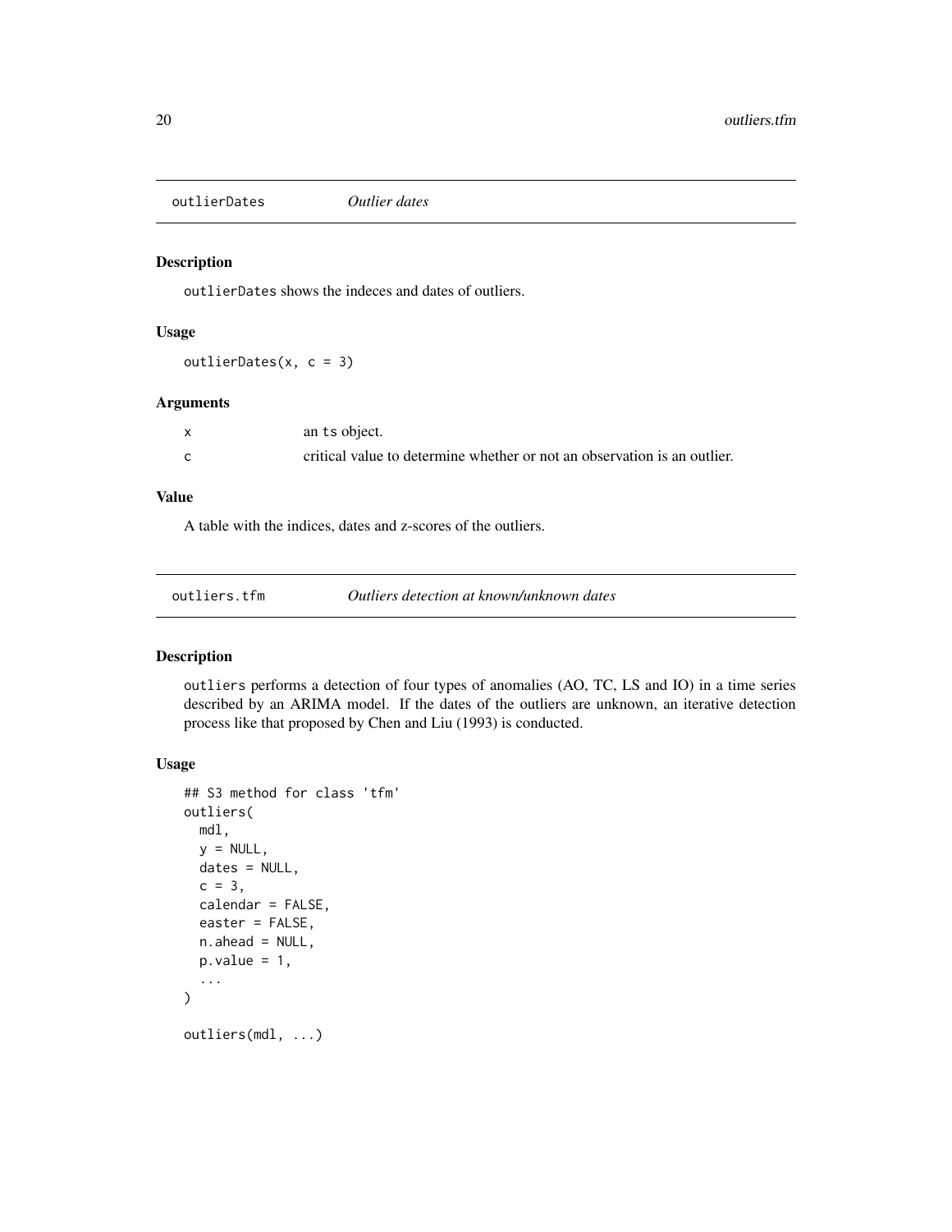## outlierDates *Outlier dates*

### Description

`outlierDates` shows the indeces and dates of outliers.

### Usage

```
outlierDates(x, c = 3)
```

### Arguments

| | |
|---|---|
| x | an ts object. |
| c | critical value to determine whether or not an observation is an outlier. |

### Value

A table with the indices, dates and z-scores of the outliers.

## outliers.tfm *Outliers detection at known/unknown dates*

### Description

`outliers` performs a detection of four types of anomalies (AO, TC, LS and IO) in a time series described by an ARIMA model. If the dates of the outliers are unknown, an iterative detection process like that proposed by Chen and Liu (1993) is conducted.

### Usage

```
## S3 method for class 'tfm'
outliers(
  mdl,
  y = NULL,
  dates = NULL,
  c = 3,
  calendar = FALSE,
  easter = FALSE,
  n.ahead = NULL,
  p.value = 1,
  ...
)

outliers(mdl, ...)
```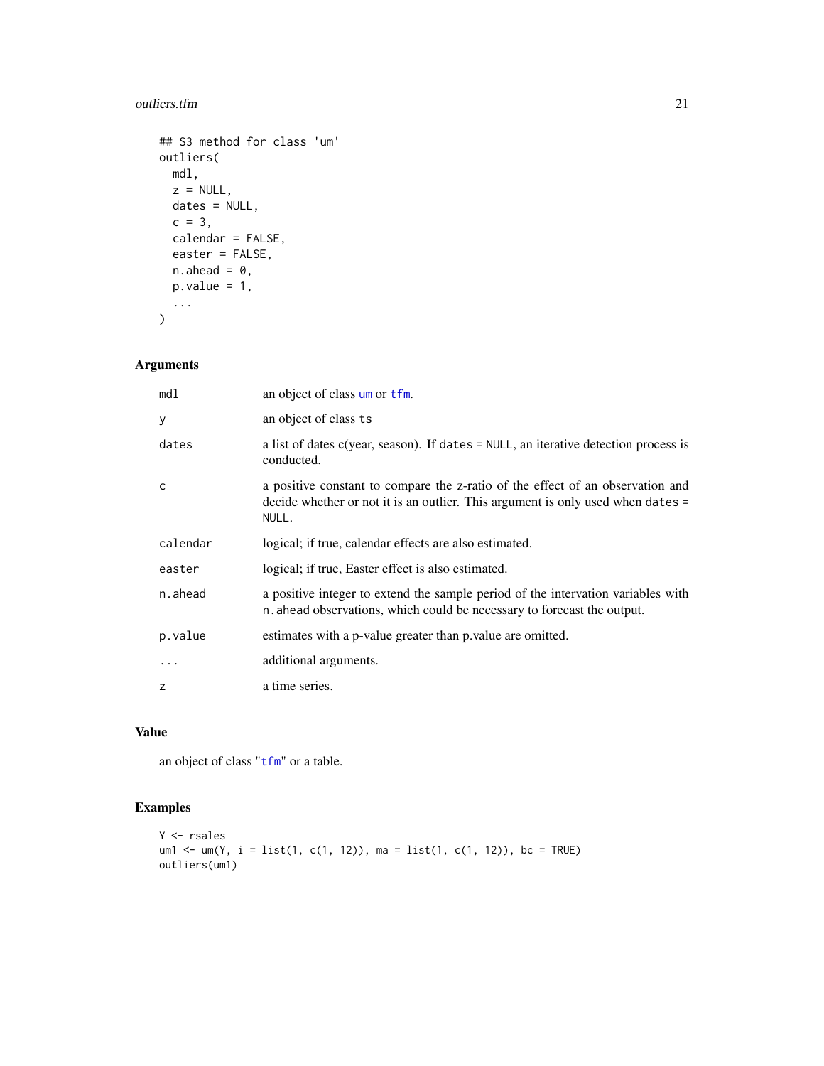```
## S3 method for class 'um'
outliers(
  mdl,
  z = NULL,
  dates = NULL,
  c = 3,
  calendar = FALSE,
  easter = FALSE,
  n.ahead = 0,
  p.value = 1,
  ...
)
```

## Arguments

| | |
|---|---|
| `mdl` | an object of class `um` or `tfm`. |
| `y` | an object of class `ts` |
| `dates` | a list of dates c(year, season). If `dates = NULL`, an iterative detection process is conducted. |
| `c` | a positive constant to compare the z-ratio of the effect of an observation and decide whether or not it is an outlier. This argument is only used when `dates = NULL`. |
| `calendar` | logical; if true, calendar effects are also estimated. |
| `easter` | logical; if true, Easter effect is also estimated. |
| `n.ahead` | a positive integer to extend the sample period of the intervation variables with `n.ahead` observations, which could be necessary to forecast the output. |
| `p.value` | estimates with a p-value greater than p.value are omitted. |
| `...` | additional arguments. |
| `z` | a time series. |

## Value

an object of class "`tfm`" or a table.

## Examples

```
Y <- rsales
um1 <- um(Y, i = list(1, c(1, 12)), ma = list(1, c(1, 12)), bc = TRUE)
outliers(um1)
```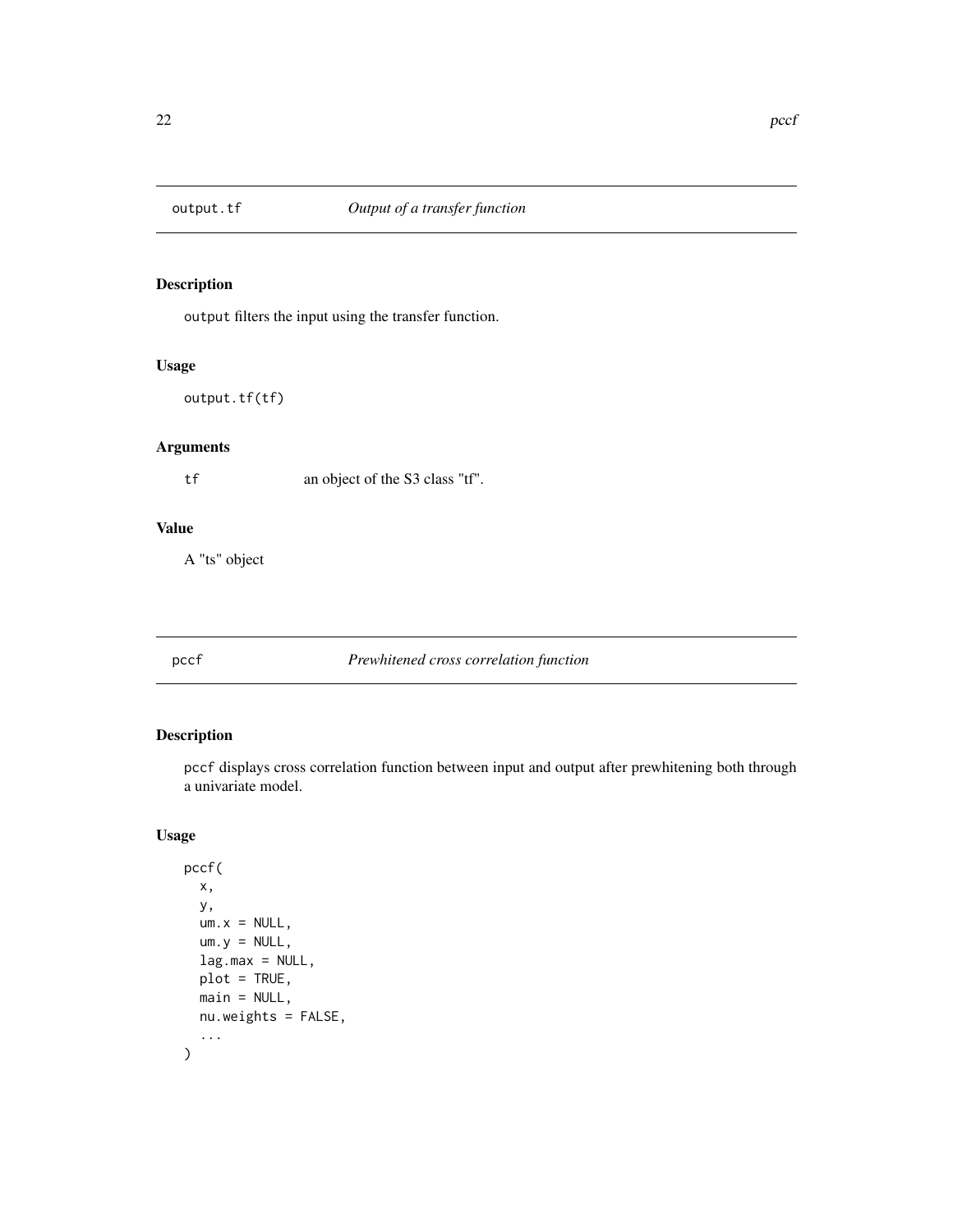## output.tf *Output of a transfer function*

### Description

`output` filters the input using the transfer function.

### Usage

```
output.tf(tf)
```

### Arguments

| | |
|---|---|
| `tf` | an object of the S3 class "tf". |

### Value

A "ts" object

## pccf *Prewhitened cross correlation function*

### Description

`pccf` displays cross correlation function between input and output after prewhitening both through a univariate model.

### Usage

```
pccf(
  x,
  y,
  um.x = NULL,
  um.y = NULL,
  lag.max = NULL,
  plot = TRUE,
  main = NULL,
  nu.weights = FALSE,
  ...
)
```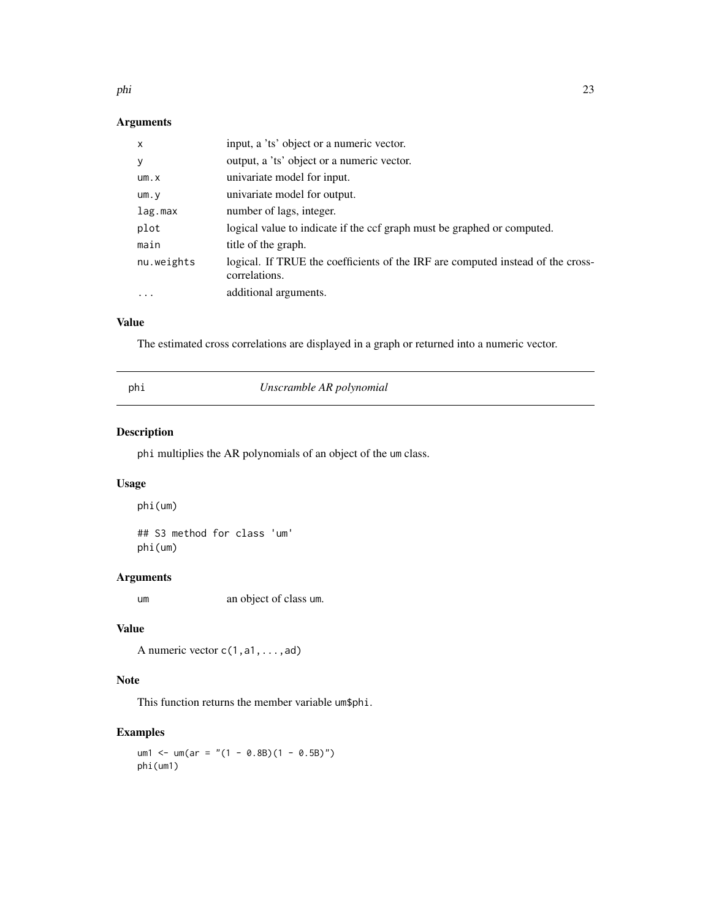### Arguments

| | |
|---|---|
| x | input, a 'ts' object or a numeric vector. |
| y | output, a 'ts' object or a numeric vector. |
| um.x | univariate model for input. |
| um.y | univariate model for output. |
| lag.max | number of lags, integer. |
| plot | logical value to indicate if the ccf graph must be graphed or computed. |
| main | title of the graph. |
| nu.weights | logical. If TRUE the coefficients of the IRF are computed instead of the cross-correlations. |
| ... | additional arguments. |

### Value

The estimated cross correlations are displayed in a graph or returned into a numeric vector.

---

## phi — *Unscramble AR polynomial*

---

### Description

phi multiplies the AR polynomials of an object of the um class.

### Usage

```
phi(um)

## S3 method for class 'um'
phi(um)
```

### Arguments

| | |
|---|---|
| um | an object of class um. |

### Value

A numeric vector `c(1,a1,...,ad)`

### Note

This function returns the member variable um$phi.

### Examples

```
um1 <- um(ar = "(1 - 0.8B)(1 - 0.5B)")
phi(um1)
```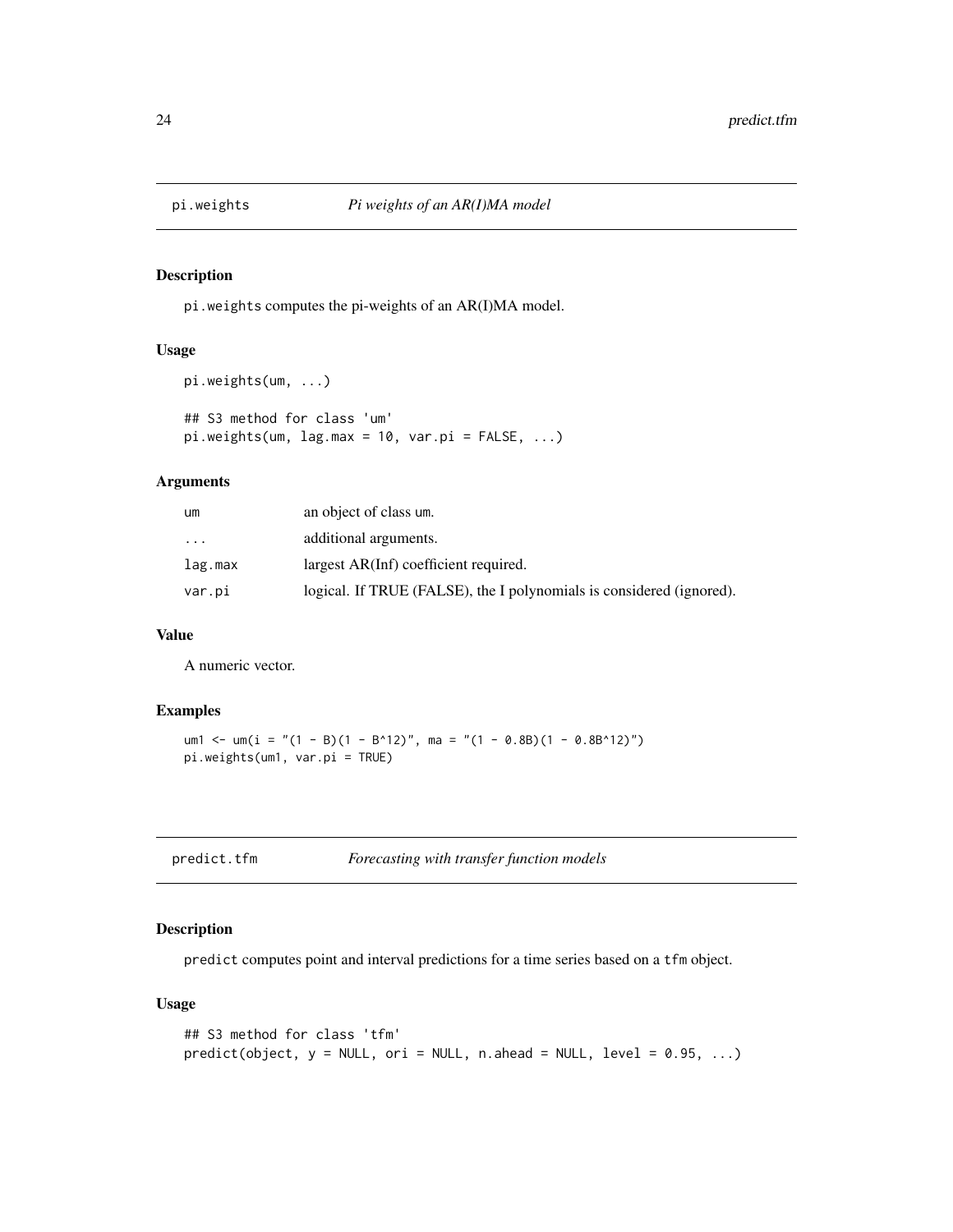## pi.weights — *Pi weights of an AR(I)MA model*

### Description

`pi.weights` computes the pi-weights of an AR(I)MA model.

### Usage

```
pi.weights(um, ...)

## S3 method for class 'um'
pi.weights(um, lag.max = 10, var.pi = FALSE, ...)
```

### Arguments

| | |
|---|---|
| `um` | an object of class `um`. |
| `...` | additional arguments. |
| `lag.max` | largest AR(Inf) coefficient required. |
| `var.pi` | logical. If TRUE (FALSE), the I polynomials is considered (ignored). |

### Value

A numeric vector.

### Examples

```
um1 <- um(i = "(1 - B)(1 - B^12)", ma = "(1 - 0.8B)(1 - 0.8B^12)")
pi.weights(um1, var.pi = TRUE)
```

## predict.tfm — *Forecasting with transfer function models*

### Description

`predict` computes point and interval predictions for a time series based on a `tfm` object.

### Usage

```
## S3 method for class 'tfm'
predict(object, y = NULL, ori = NULL, n.ahead = NULL, level = 0.95, ...)
```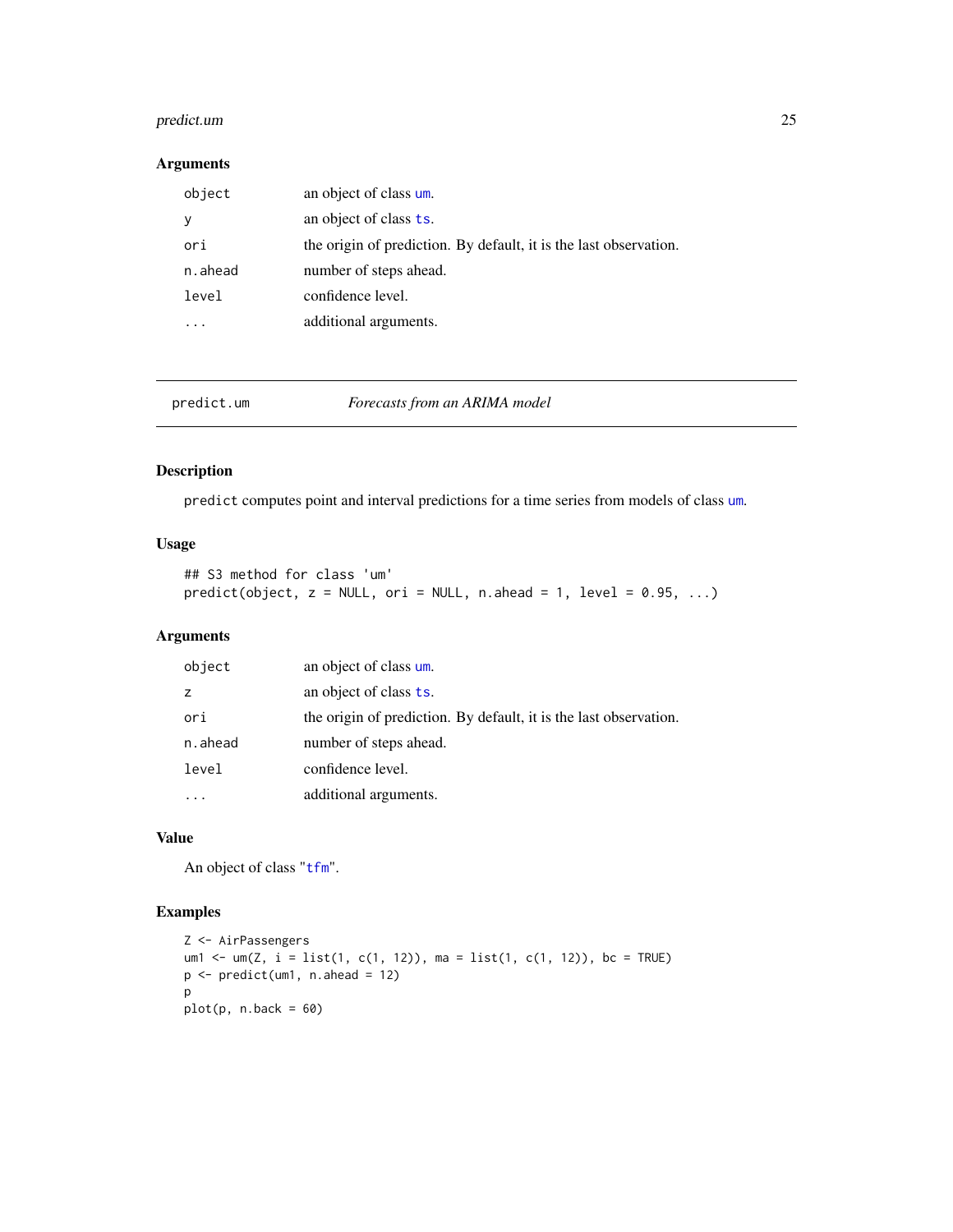### Arguments

| | |
|---|---|
| `object` | an object of class `um`. |
| `y` | an object of class `ts`. |
| `ori` | the origin of prediction. By default, it is the last observation. |
| `n.ahead` | number of steps ahead. |
| `level` | confidence level. |
| `...` | additional arguments. |

---

## predict.um — *Forecasts from an ARIMA model*

### Description

`predict` computes point and interval predictions for a time series from models of class `um`.

### Usage

```
## S3 method for class 'um'
predict(object, z = NULL, ori = NULL, n.ahead = 1, level = 0.95, ...)
```

### Arguments

| | |
|---|---|
| `object` | an object of class `um`. |
| `z` | an object of class `ts`. |
| `ori` | the origin of prediction. By default, it is the last observation. |
| `n.ahead` | number of steps ahead. |
| `level` | confidence level. |
| `...` | additional arguments. |

### Value

An object of class "`tfm`".

### Examples

```
Z <- AirPassengers
um1 <- um(Z, i = list(1, c(1, 12)), ma = list(1, c(1, 12)), bc = TRUE)
p <- predict(um1, n.ahead = 12)
p
plot(p, n.back = 60)
```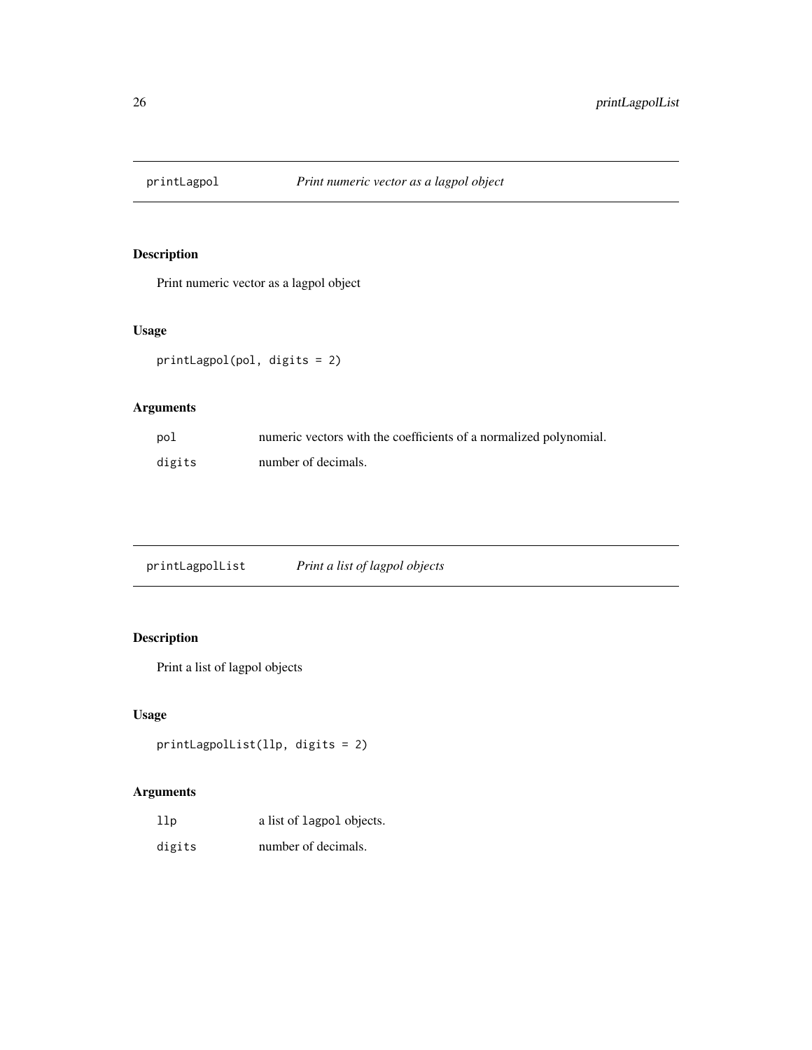## printLagpol *Print numeric vector as a lagpol object*

### Description

Print numeric vector as a lagpol object

### Usage

```
printLagpol(pol, digits = 2)
```

### Arguments

| | |
|---|---|
| `pol` | numeric vectors with the coefficients of a normalized polynomial. |
| `digits` | number of decimals. |

## printLagpolList *Print a list of lagpol objects*

### Description

Print a list of lagpol objects

### Usage

```
printLagpolList(llp, digits = 2)
```

### Arguments

| | |
|---|---|
| `llp` | a list of `lagpol` objects. |
| `digits` | number of decimals. |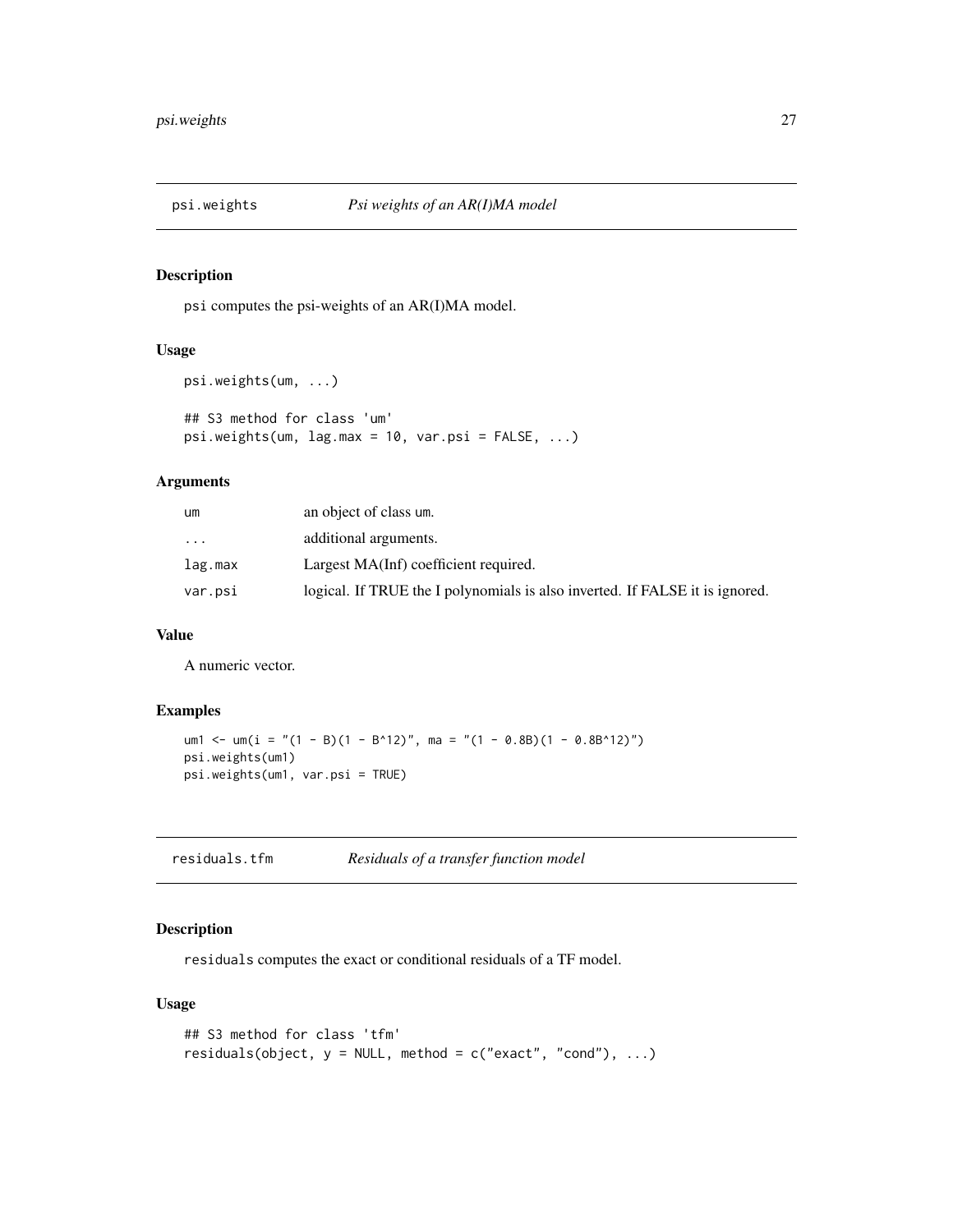## psi.weights *Psi weights of an AR(I)MA model*

### Description

psi computes the psi-weights of an AR(I)MA model.

### Usage

```
psi.weights(um, ...)

## S3 method for class 'um'
psi.weights(um, lag.max = 10, var.psi = FALSE, ...)
```

### Arguments

| | |
|---|---|
| um | an object of class um. |
| ... | additional arguments. |
| lag.max | Largest MA(Inf) coefficient required. |
| var.psi | logical. If TRUE the I polynomials is also inverted. If FALSE it is ignored. |

### Value

A numeric vector.

### Examples

```
um1 <- um(i = "(1 - B)(1 - B^12)", ma = "(1 - 0.8B)(1 - 0.8B^12)")
psi.weights(um1)
psi.weights(um1, var.psi = TRUE)
```

## residuals.tfm *Residuals of a transfer function model*

### Description

residuals computes the exact or conditional residuals of a TF model.

### Usage

```
## S3 method for class 'tfm'
residuals(object, y = NULL, method = c("exact", "cond"), ...)
```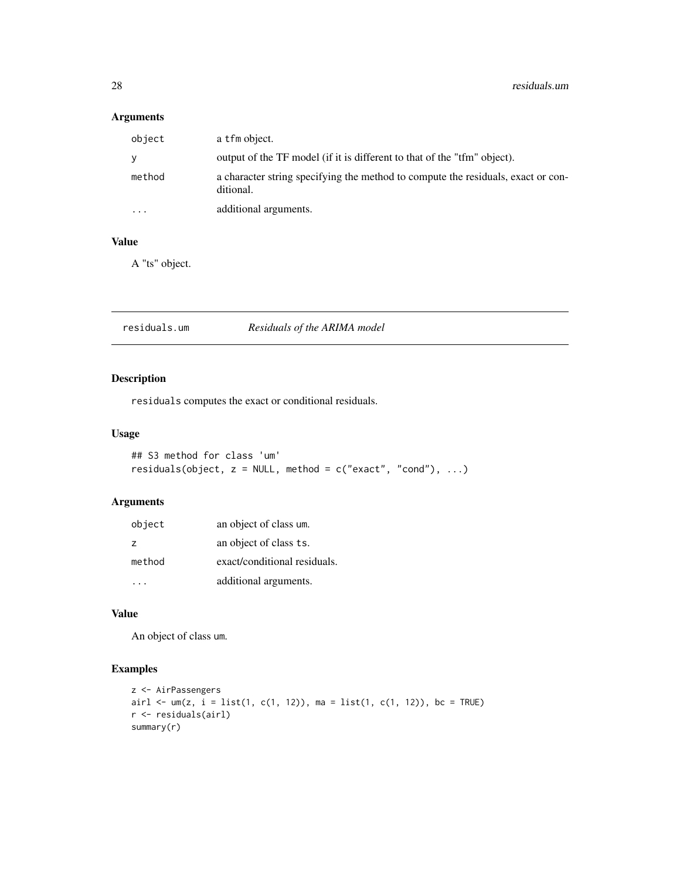### Arguments

| | |
|---|---|
| object | a tfm object. |
| y | output of the TF model (if it is different to that of the "tfm" object). |
| method | a character string specifying the method to compute the residuals, exact or conditional. |
| ... | additional arguments. |

### Value

A "ts" object.

---

## residuals.um — *Residuals of the ARIMA model*

### Description

`residuals` computes the exact or conditional residuals.

### Usage

```
## S3 method for class 'um'
residuals(object, z = NULL, method = c("exact", "cond"), ...)
```

### Arguments

| | |
|---|---|
| object | an object of class um. |
| z | an object of class ts. |
| method | exact/conditional residuals. |
| ... | additional arguments. |

### Value

An object of class um.

### Examples

```
z <- AirPassengers
airl <- um(z, i = list(1, c(1, 12)), ma = list(1, c(1, 12)), bc = TRUE)
r <- residuals(airl)
summary(r)
```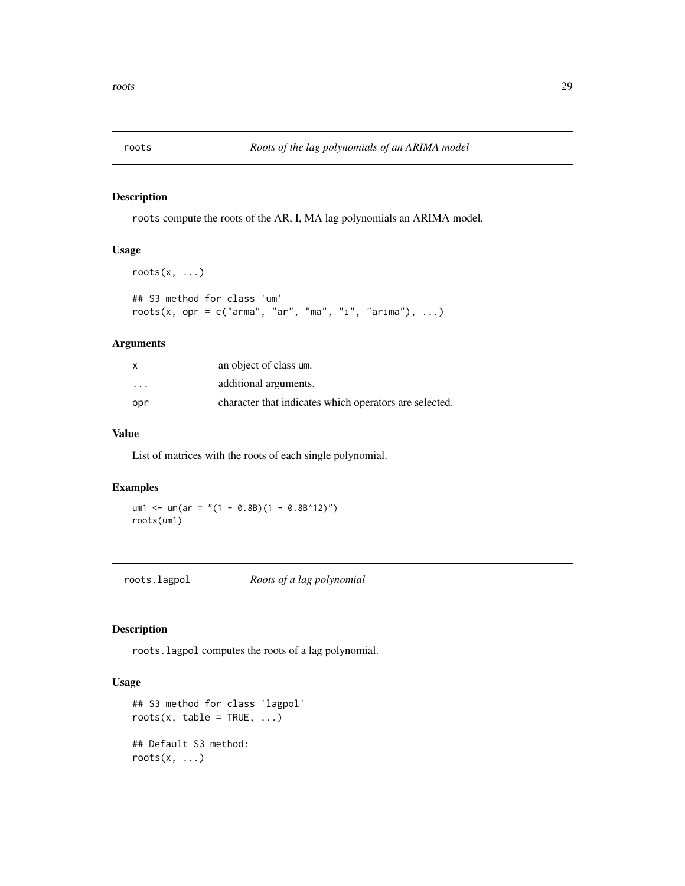# roots — *Roots of the lag polynomials of an ARIMA model*

## Description

`roots` compute the roots of the AR, I, MA lag polynomials an ARIMA model.

## Usage

```
roots(x, ...)

## S3 method for class 'um'
roots(x, opr = c("arma", "ar", "ma", "i", "arima"), ...)
```

## Arguments

| | |
|---|---|
| x | an object of class um. |
| ... | additional arguments. |
| opr | character that indicates which operators are selected. |

## Value

List of matrices with the roots of each single polynomial.

## Examples

```
um1 <- um(ar = "(1 - 0.8B)(1 - 0.8B^12)")
roots(um1)
```

# roots.lagpol — *Roots of a lag polynomial*

## Description

`roots.lagpol` computes the roots of a lag polynomial.

## Usage

```
## S3 method for class 'lagpol'
roots(x, table = TRUE, ...)

## Default S3 method:
roots(x, ...)
```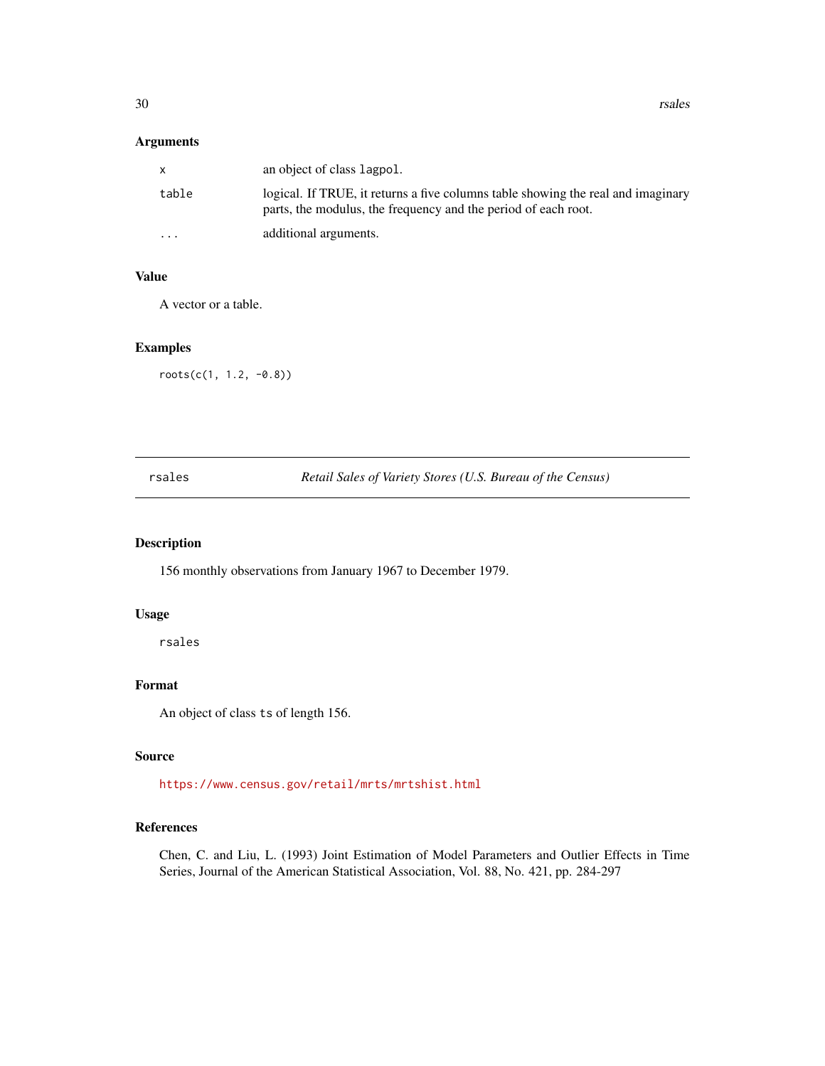### Arguments

| | |
|---|---|
| x | an object of class lagpol. |
| table | logical. If TRUE, it returns a five columns table showing the real and imaginary parts, the modulus, the frequency and the period of each root. |
| ... | additional arguments. |

### Value

A vector or a table.

### Examples

```
roots(c(1, 1.2, -0.8))
```

---

## rsales — *Retail Sales of Variety Stores (U.S. Bureau of the Census)*

---

### Description

156 monthly observations from January 1967 to December 1979.

### Usage

```
rsales
```

### Format

An object of class ts of length 156.

### Source

https://www.census.gov/retail/mrts/mrtshist.html

### References

Chen, C. and Liu, L. (1993) Joint Estimation of Model Parameters and Outlier Effects in Time Series, Journal of the American Statistical Association, Vol. 88, No. 421, pp. 284-297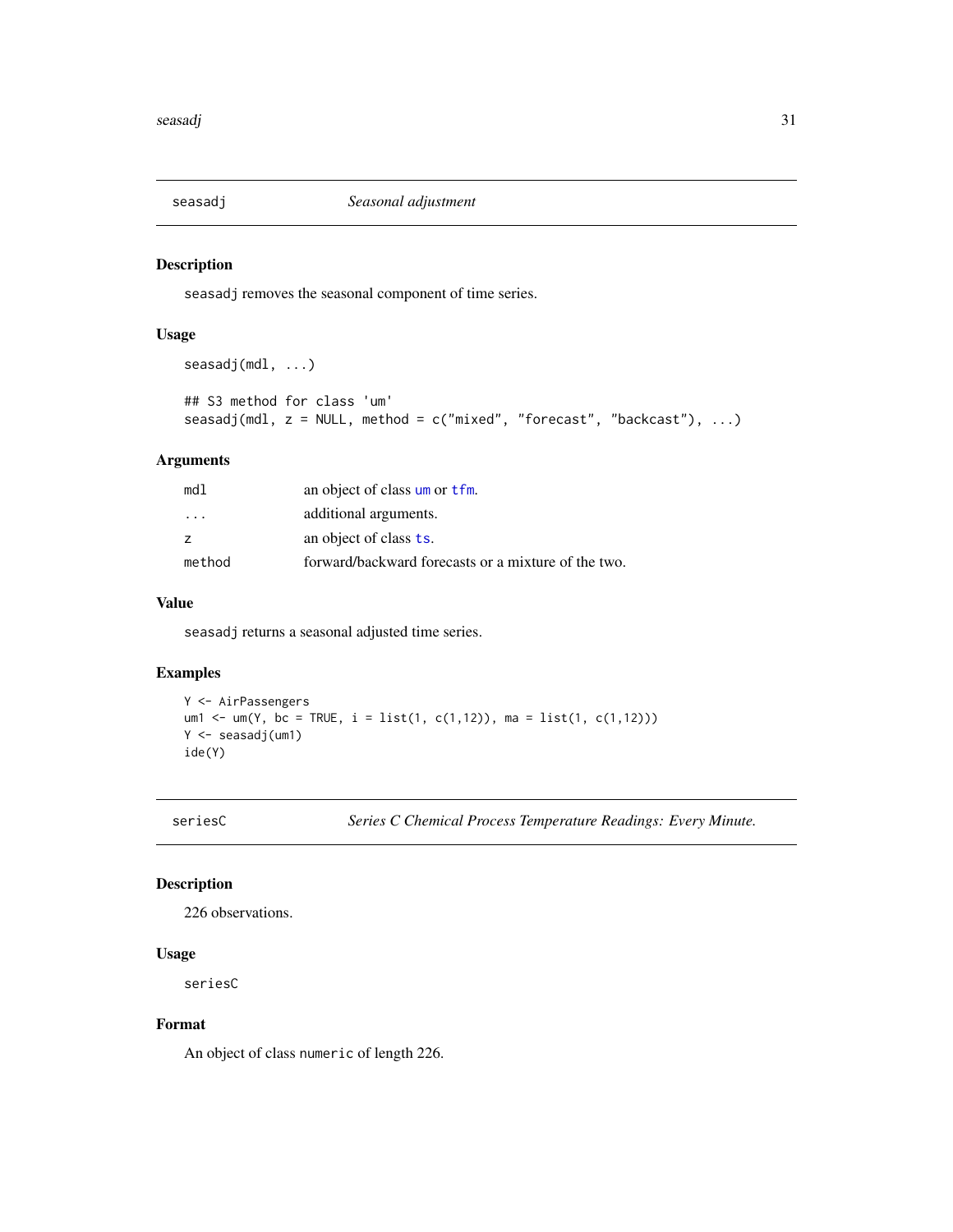## seasadj *Seasonal adjustment*

### Description

seasadj removes the seasonal component of time series.

### Usage

```
seasadj(mdl, ...)

## S3 method for class 'um'
seasadj(mdl, z = NULL, method = c("mixed", "forecast", "backcast"), ...)
```

### Arguments

| | |
|---|---|
| mdl | an object of class um or tfm. |
| ... | additional arguments. |
| z | an object of class ts. |
| method | forward/backward forecasts or a mixture of the two. |

### Value

seasadj returns a seasonal adjusted time series.

### Examples

```
Y <- AirPassengers
um1 <- um(Y, bc = TRUE, i = list(1, c(1,12)), ma = list(1, c(1,12)))
Y <- seasadj(um1)
ide(Y)
```

## seriesC *Series C Chemical Process Temperature Readings: Every Minute.*

### Description

226 observations.

### Usage

```
seriesC
```

### Format

An object of class numeric of length 226.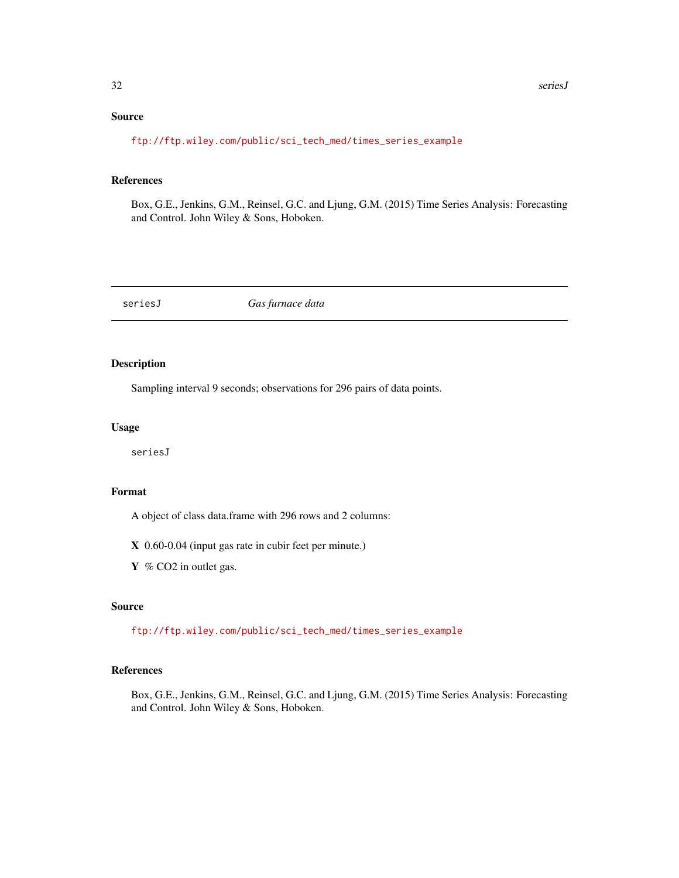## Source

ftp://ftp.wiley.com/public/sci_tech_med/times_series_example

## References

Box, G.E., Jenkins, G.M., Reinsel, G.C. and Ljung, G.M. (2015) Time Series Analysis: Forecasting and Control. John Wiley & Sons, Hoboken.

---

# seriesJ — *Gas furnace data*

## Description

Sampling interval 9 seconds; observations for 296 pairs of data points.

## Usage

```
seriesJ
```

## Format

A object of class data.frame with 296 rows and 2 columns:

**X** 0.60-0.04 (input gas rate in cubir feet per minute.)

**Y** % CO2 in outlet gas.

## Source

ftp://ftp.wiley.com/public/sci_tech_med/times_series_example

## References

Box, G.E., Jenkins, G.M., Reinsel, G.C. and Ljung, G.M. (2015) Time Series Analysis: Forecasting and Control. John Wiley & Sons, Hoboken.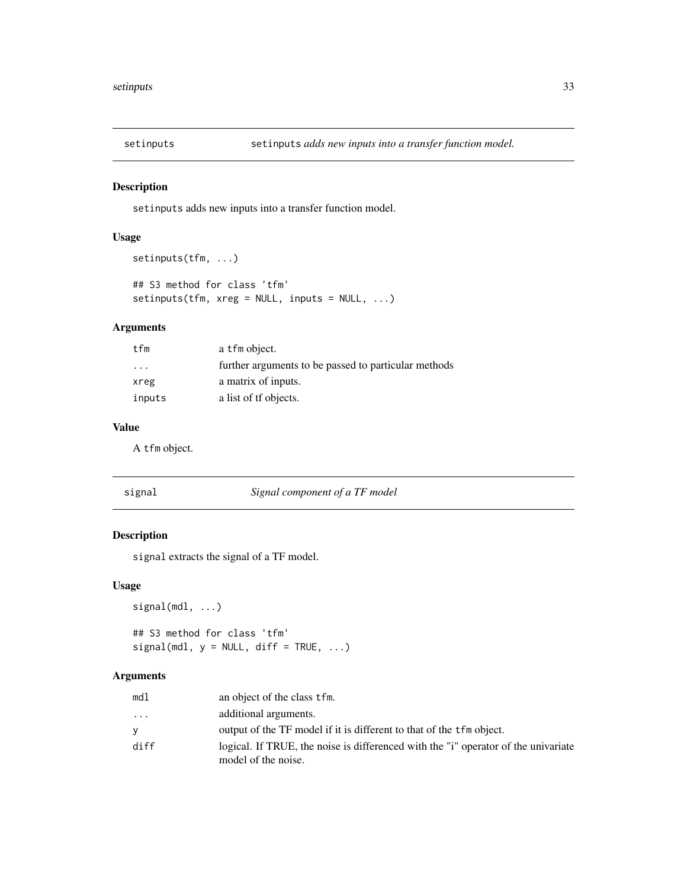## setinputs — setinputs *adds new inputs into a transfer function model.*

### Description

setinputs adds new inputs into a transfer function model.

### Usage

```
setinputs(tfm, ...)

## S3 method for class 'tfm'
setinputs(tfm, xreg = NULL, inputs = NULL, ...)
```

### Arguments

| | |
|---|---|
| tfm | a tfm object. |
| ... | further arguments to be passed to particular methods |
| xreg | a matrix of inputs. |
| inputs | a list of tf objects. |

### Value

A tfm object.

## signal — *Signal component of a TF model*

### Description

signal extracts the signal of a TF model.

### Usage

```
signal(mdl, ...)

## S3 method for class 'tfm'
signal(mdl, y = NULL, diff = TRUE, ...)
```

### Arguments

| | |
|---|---|
| mdl | an object of the class tfm. |
| ... | additional arguments. |
| y | output of the TF model if it is different to that of the tfm object. |
| diff | logical. If TRUE, the noise is differenced with the "i" operator of the univariate model of the noise. |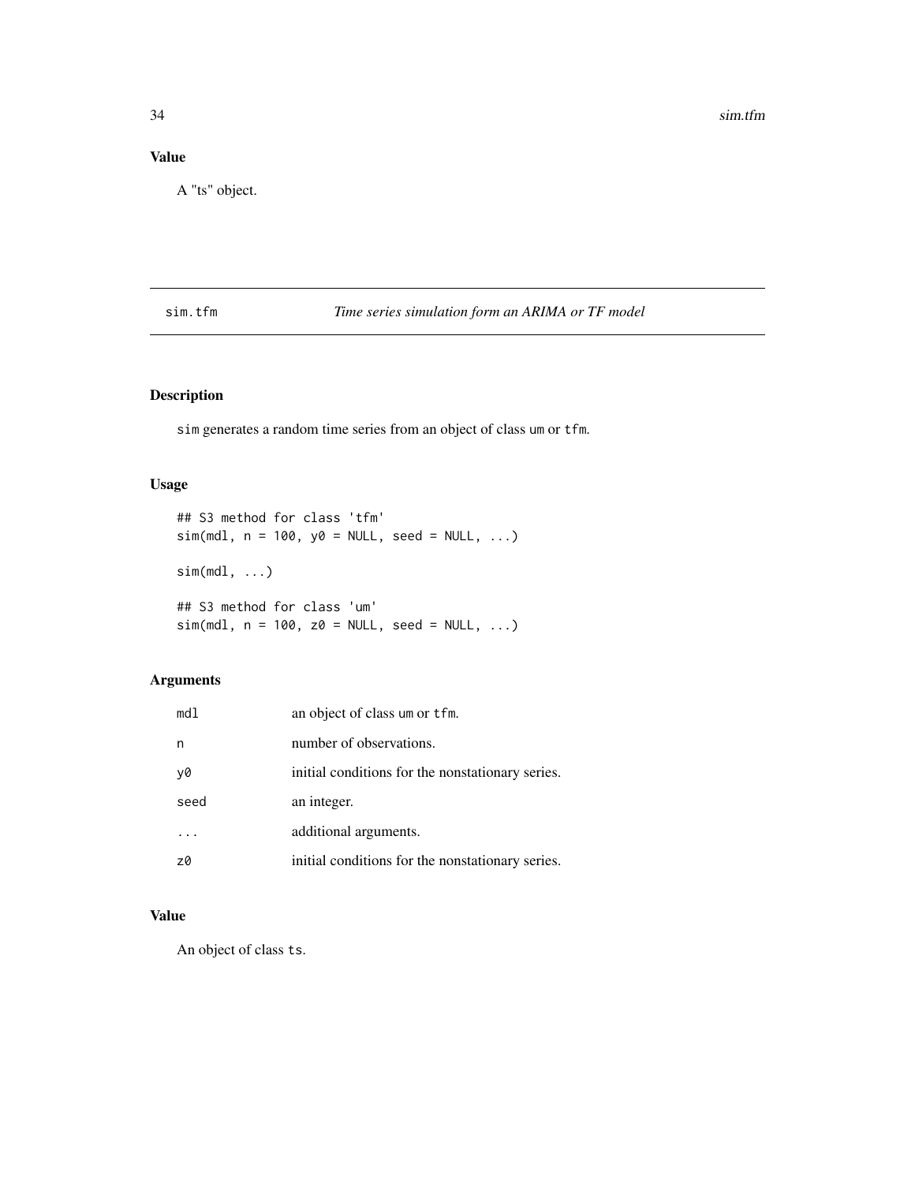## Value

A "ts" object.

---

## sim.tfm — *Time series simulation form an ARIMA or TF model*

### Description

sim generates a random time series from an object of class um or tfm.

### Usage

```
## S3 method for class 'tfm'
sim(mdl, n = 100, y0 = NULL, seed = NULL, ...)

sim(mdl, ...)

## S3 method for class 'um'
sim(mdl, n = 100, z0 = NULL, seed = NULL, ...)
```

### Arguments

| | |
|---|---|
| mdl | an object of class um or tfm. |
| n | number of observations. |
| y0 | initial conditions for the nonstationary series. |
| seed | an integer. |
| ... | additional arguments. |
| z0 | initial conditions for the nonstationary series. |

### Value

An object of class ts.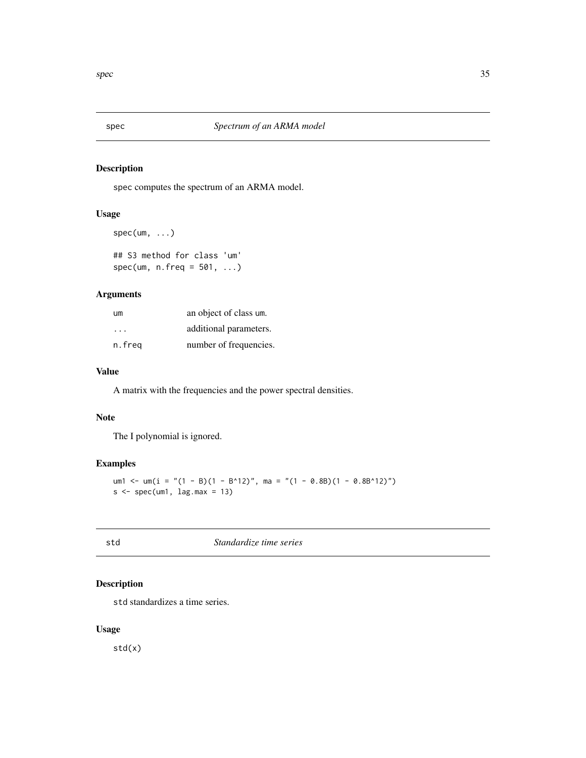## spec — *Spectrum of an ARMA model*

### Description

spec computes the spectrum of an ARMA model.

### Usage

```
spec(um, ...)

## S3 method for class 'um'
spec(um, n.freq = 501, ...)
```

### Arguments

| | |
|---|---|
| um | an object of class um. |
| ... | additional parameters. |
| n.freq | number of frequencies. |

### Value

A matrix with the frequencies and the power spectral densities.

### Note

The I polynomial is ignored.

### Examples

```
um1 <- um(i = "(1 - B)(1 - B^12)", ma = "(1 - 0.8B)(1 - 0.8B^12)")
s <- spec(um1, lag.max = 13)
```

## std — *Standardize time series*

### Description

std standardizes a time series.

### Usage

```
std(x)
```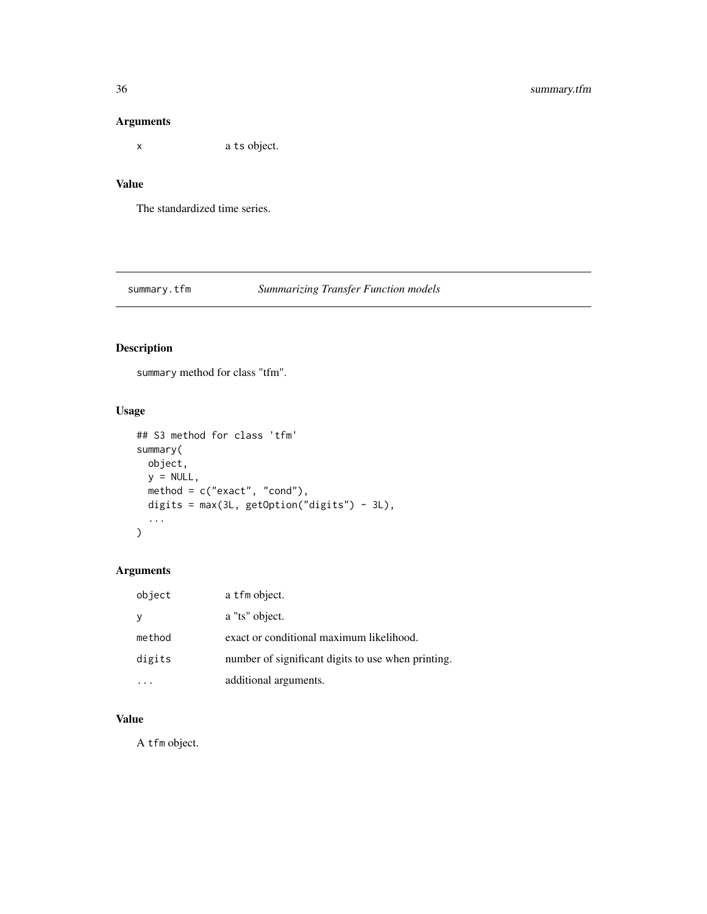## Arguments

x a ts object.

## Value

The standardized time series.

---

## summary.tfm *Summarizing Transfer Function models*

---

### Description

summary method for class "tfm".

### Usage

```
## S3 method for class 'tfm'
summary(
  object,
  y = NULL,
  method = c("exact", "cond"),
  digits = max(3L, getOption("digits") - 3L),
  ...
)
```

### Arguments

| | |
|---|---|
| object | a tfm object. |
| y | a "ts" object. |
| method | exact or conditional maximum likelihood. |
| digits | number of significant digits to use when printing. |
| ... | additional arguments. |

### Value

A tfm object.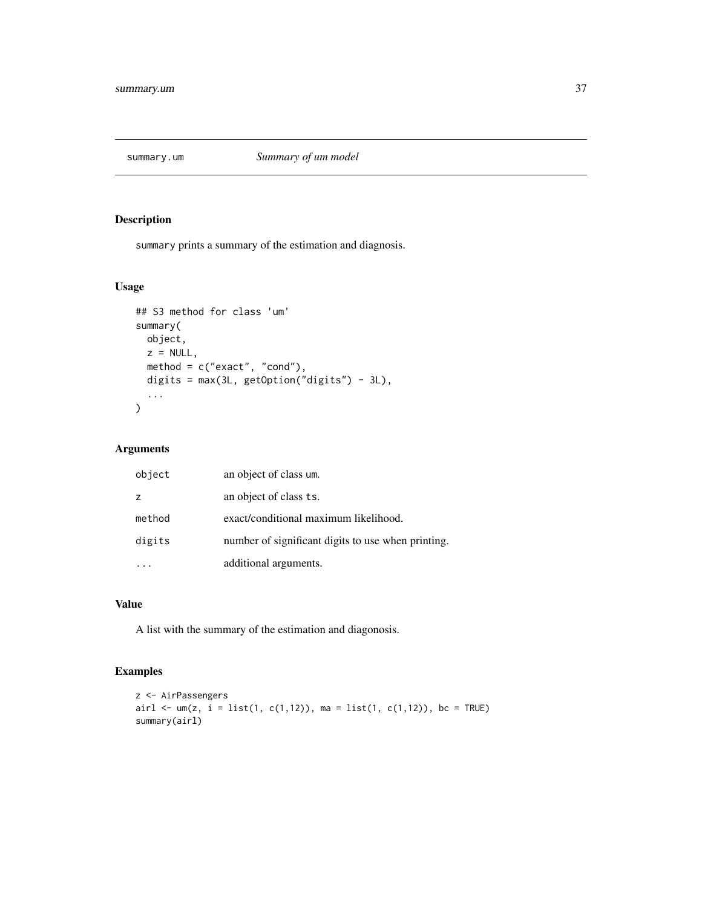## summary.um — *Summary of um model*

### Description

`summary` prints a summary of the estimation and diagnosis.

### Usage

```
## S3 method for class 'um'
summary(
  object,
  z = NULL,
  method = c("exact", "cond"),
  digits = max(3L, getOption("digits") - 3L),
  ...
)
```

### Arguments

| | |
|---|---|
| `object` | an object of class `um`. |
| `z` | an object of class `ts`. |
| `method` | exact/conditional maximum likelihood. |
| `digits` | number of significant digits to use when printing. |
| `...` | additional arguments. |

### Value

A list with the summary of the estimation and diagonosis.

### Examples

```
z <- AirPassengers
airl <- um(z, i = list(1, c(1,12)), ma = list(1, c(1,12)), bc = TRUE)
summary(airl)
```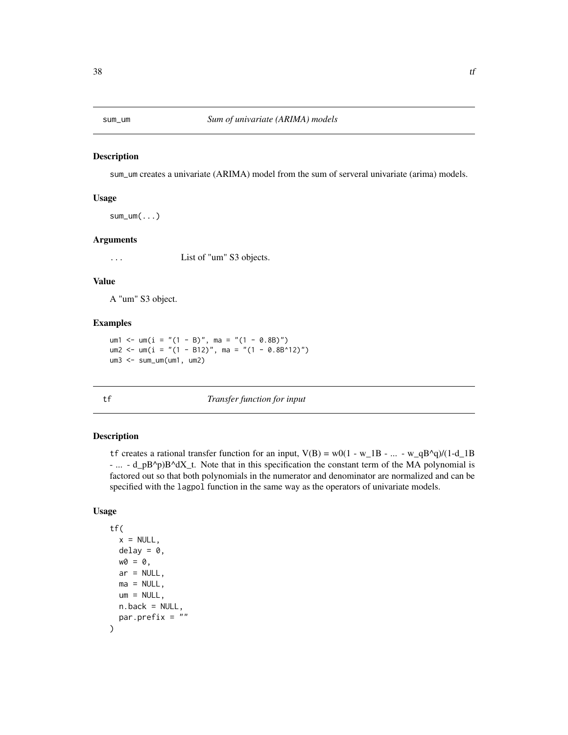## sum_um — *Sum of univariate (ARIMA) models*

### Description

sum_um creates a univariate (ARIMA) model from the sum of serveral univariate (arima) models.

### Usage

```
sum_um(...)
```

### Arguments

| | |
|---|---|
| ... | List of "um" S3 objects. |

### Value

A "um" S3 object.

### Examples

```
um1 <- um(i = "(1 - B)", ma = "(1 - 0.8B)")
um2 <- um(i = "(1 - B12)", ma = "(1 - 0.8B^12)")
um3 <- sum_um(um1, um2)
```

## tf — *Transfer function for input*

### Description

tf creates a rational transfer function for an input, $V(B) = w0(1 - w\_1B - ... - w\_qB^q)/(1-d\_1B - ... - d\_pB^p)B^dX\_t$. Note that in this specification the constant term of the MA polynomial is factored out so that both polynomials in the numerator and denominator are normalized and can be specified with the lagpol function in the same way as the operators of univariate models.

### Usage

```
tf(
  x = NULL,
  delay = 0,
  w0 = 0,
  ar = NULL,
  ma = NULL,
  um = NULL,
  n.back = NULL,
  par.prefix = ""
)
```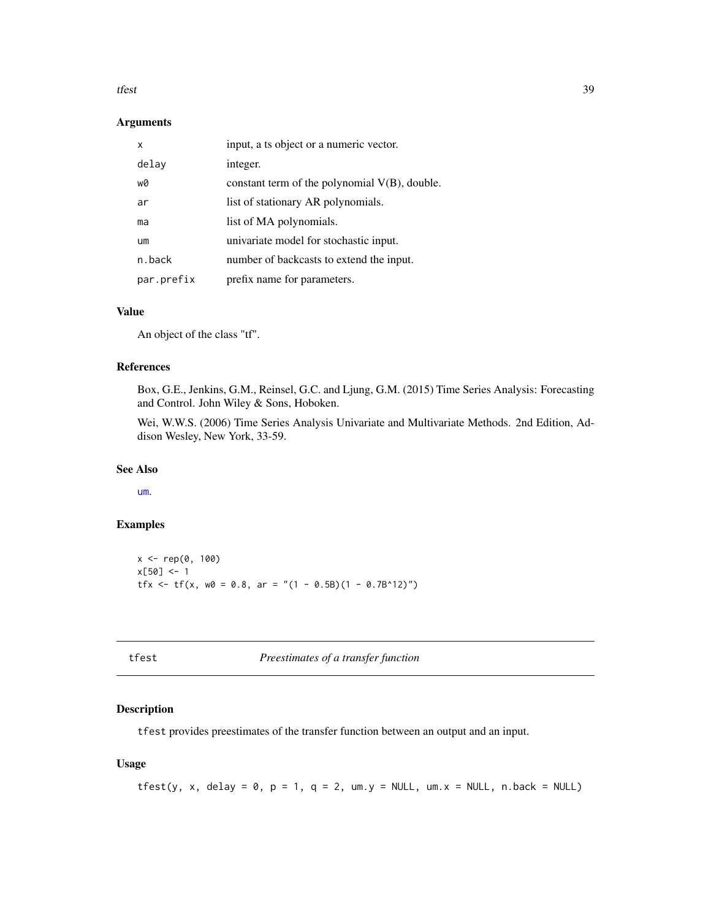### Arguments

| | |
|---|---|
| x | input, a ts object or a numeric vector. |
| delay | integer. |
| w0 | constant term of the polynomial V(B), double. |
| ar | list of stationary AR polynomials. |
| ma | list of MA polynomials. |
| um | univariate model for stochastic input. |
| n.back | number of backcasts to extend the input. |
| par.prefix | prefix name for parameters. |

### Value

An object of the class "tf".

### References

Box, G.E., Jenkins, G.M., Reinsel, G.C. and Ljung, G.M. (2015) Time Series Analysis: Forecasting and Control. John Wiley & Sons, Hoboken.

Wei, W.W.S. (2006) Time Series Analysis Univariate and Multivariate Methods. 2nd Edition, Addison Wesley, New York, 33-59.

### See Also

um.

### Examples

```
x <- rep(0, 100)
x[50] <- 1
tfx <- tf(x, w0 = 0.8, ar = "(1 - 0.5B)(1 - 0.7B^12)")
```

---

## tfest *Preestimates of a transfer function*

### Description

tfest provides preestimates of the transfer function between an output and an input.

### Usage

```
tfest(y, x, delay = 0, p = 1, q = 2, um.y = NULL, um.x = NULL, n.back = NULL)
```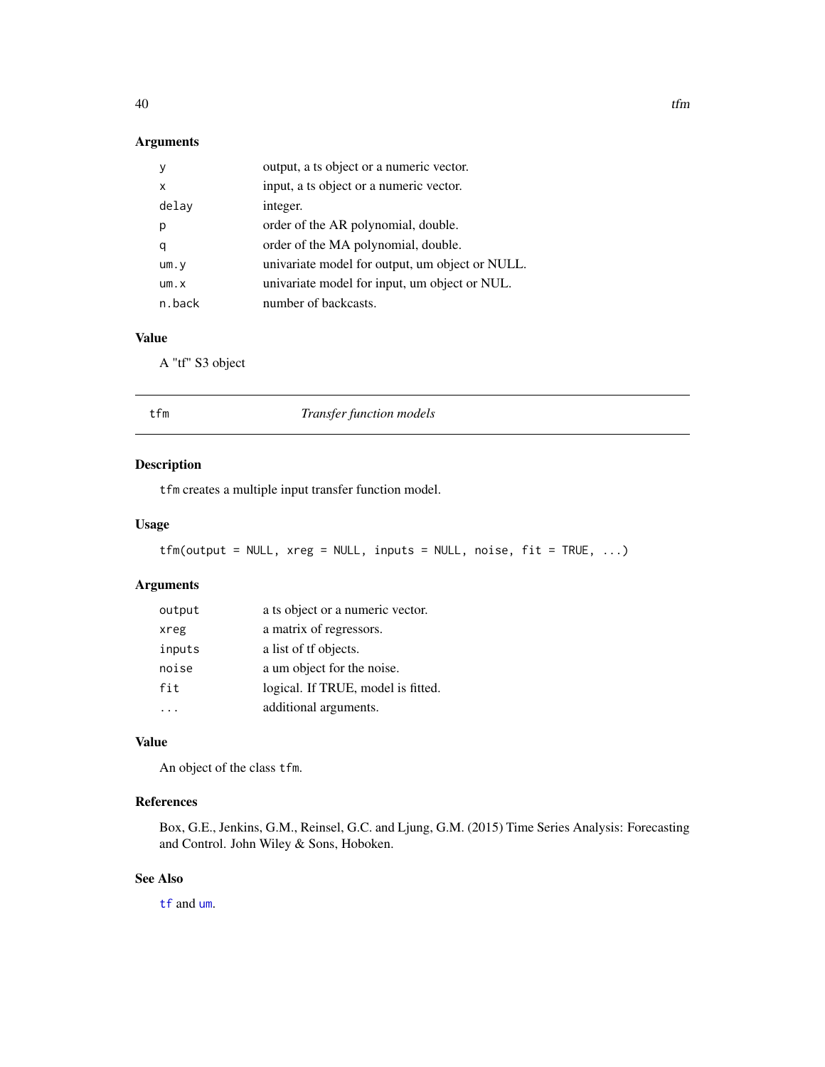### Arguments

| | |
|---|---|
| `y` | output, a ts object or a numeric vector. |
| `x` | input, a ts object or a numeric vector. |
| `delay` | integer. |
| `p` | order of the AR polynomial, double. |
| `q` | order of the MA polynomial, double. |
| `um.y` | univariate model for output, um object or NULL. |
| `um.x` | univariate model for input, um object or NUL. |
| `n.back` | number of backcasts. |

### Value

A "tf" S3 object

---

## `tfm` — *Transfer function models*

---

### Description

`tfm` creates a multiple input transfer function model.

### Usage

```
tfm(output = NULL, xreg = NULL, inputs = NULL, noise, fit = TRUE, ...)
```

### Arguments

| | |
|---|---|
| `output` | a ts object or a numeric vector. |
| `xreg` | a matrix of regressors. |
| `inputs` | a list of tf objects. |
| `noise` | a um object for the noise. |
| `fit` | logical. If TRUE, model is fitted. |
| `...` | additional arguments. |

### Value

An object of the class `tfm`.

### References

Box, G.E., Jenkins, G.M., Reinsel, G.C. and Ljung, G.M. (2015) Time Series Analysis: Forecasting and Control. John Wiley & Sons, Hoboken.

### See Also

`tf` and `um`.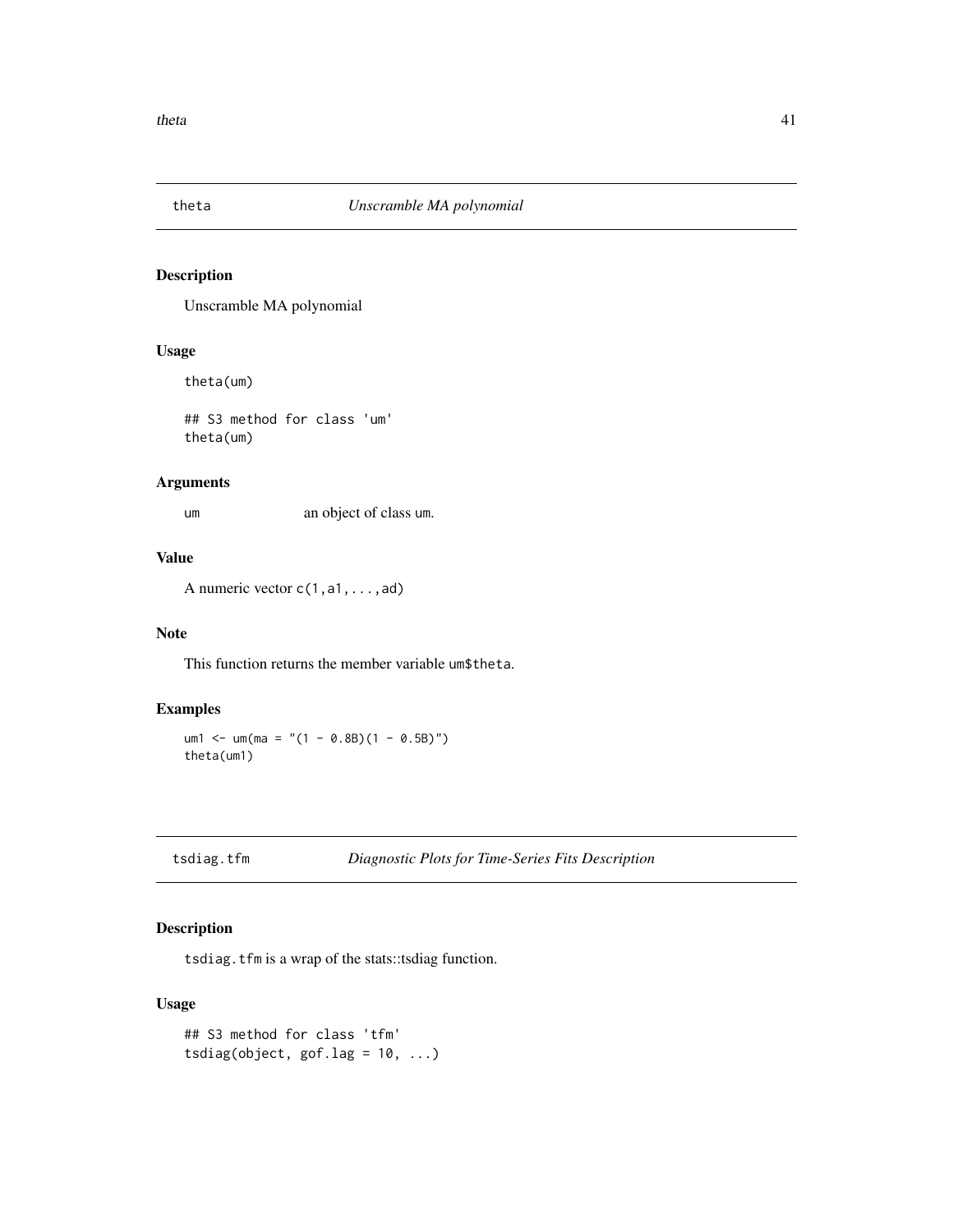## theta *Unscramble MA polynomial*

### Description

Unscramble MA polynomial

### Usage

```
theta(um)

## S3 method for class 'um'
theta(um)
```

### Arguments

| | |
|---|---|
| `um` | an object of class `um`. |

### Value

A numeric vector `c(1,a1,...,ad)`

### Note

This function returns the member variable `um$theta`.

### Examples

```
um1 <- um(ma = "(1 - 0.8B)(1 - 0.5B)")
theta(um1)
```

## tsdiag.tfm *Diagnostic Plots for Time-Series Fits Description*

### Description

`tsdiag.tfm` is a wrap of the stats::tsdiag function.

### Usage

```
## S3 method for class 'tfm'
tsdiag(object, gof.lag = 10, ...)
```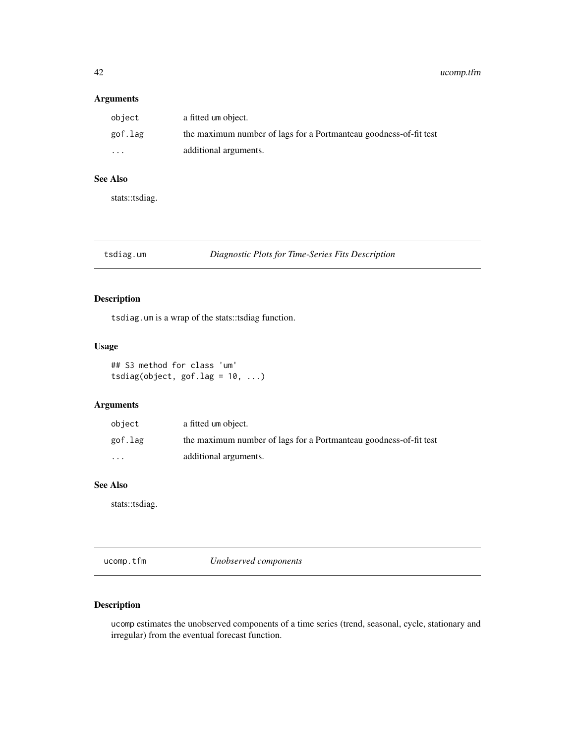## Arguments

| | |
|---|---|
| `object` | a fitted um object. |
| `gof.lag` | the maximum number of lags for a Portmanteau goodness-of-fit test |
| `...` | additional arguments. |

## See Also

stats::tsdiag.

---

# tsdiag.um — *Diagnostic Plots for Time-Series Fits Description*

## Description

`tsdiag.um` is a wrap of the stats::tsdiag function.

## Usage

```
## S3 method for class 'um'
tsdiag(object, gof.lag = 10, ...)
```

## Arguments

| | |
|---|---|
| `object` | a fitted um object. |
| `gof.lag` | the maximum number of lags for a Portmanteau goodness-of-fit test |
| `...` | additional arguments. |

## See Also

stats::tsdiag.

---

# ucomp.tfm — *Unobserved components*

## Description

`ucomp` estimates the unobserved components of a time series (trend, seasonal, cycle, stationary and irregular) from the eventual forecast function.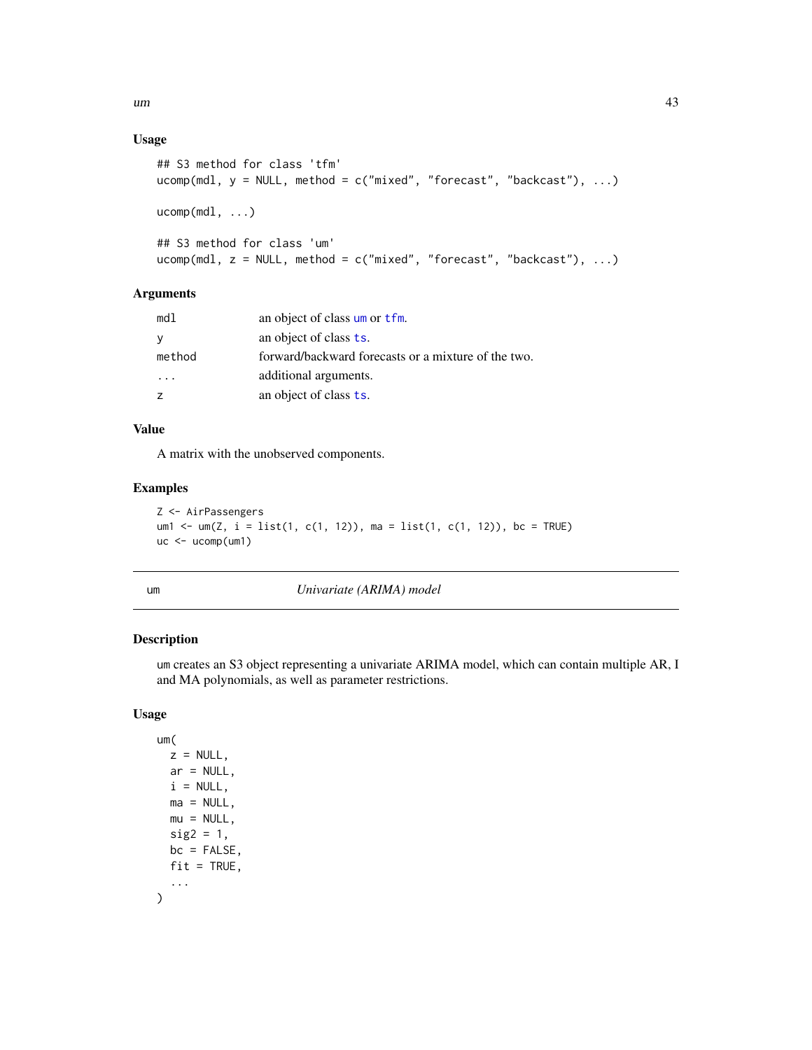### Usage

```
## S3 method for class 'tfm'
ucomp(mdl, y = NULL, method = c("mixed", "forecast", "backcast"), ...)

ucomp(mdl, ...)

## S3 method for class 'um'
ucomp(mdl, z = NULL, method = c("mixed", "forecast", "backcast"), ...)
```

### Arguments

| | |
|---|---|
| mdl | an object of class um or tfm. |
| y | an object of class ts. |
| method | forward/backward forecasts or a mixture of the two. |
| ... | additional arguments. |
| z | an object of class ts. |

### Value

A matrix with the unobserved components.

### Examples

```
Z <- AirPassengers
um1 <- um(Z, i = list(1, c(1, 12)), ma = list(1, c(1, 12)), bc = TRUE)
uc <- ucomp(um1)
```

---

## um *Univariate (ARIMA) model*

### Description

um creates an S3 object representing a univariate ARIMA model, which can contain multiple AR, I and MA polynomials, as well as parameter restrictions.

### Usage

```
um(
  z = NULL,
  ar = NULL,
  i = NULL,
  ma = NULL,
  mu = NULL,
  sig2 = 1,
  bc = FALSE,
  fit = TRUE,
  ...
)
```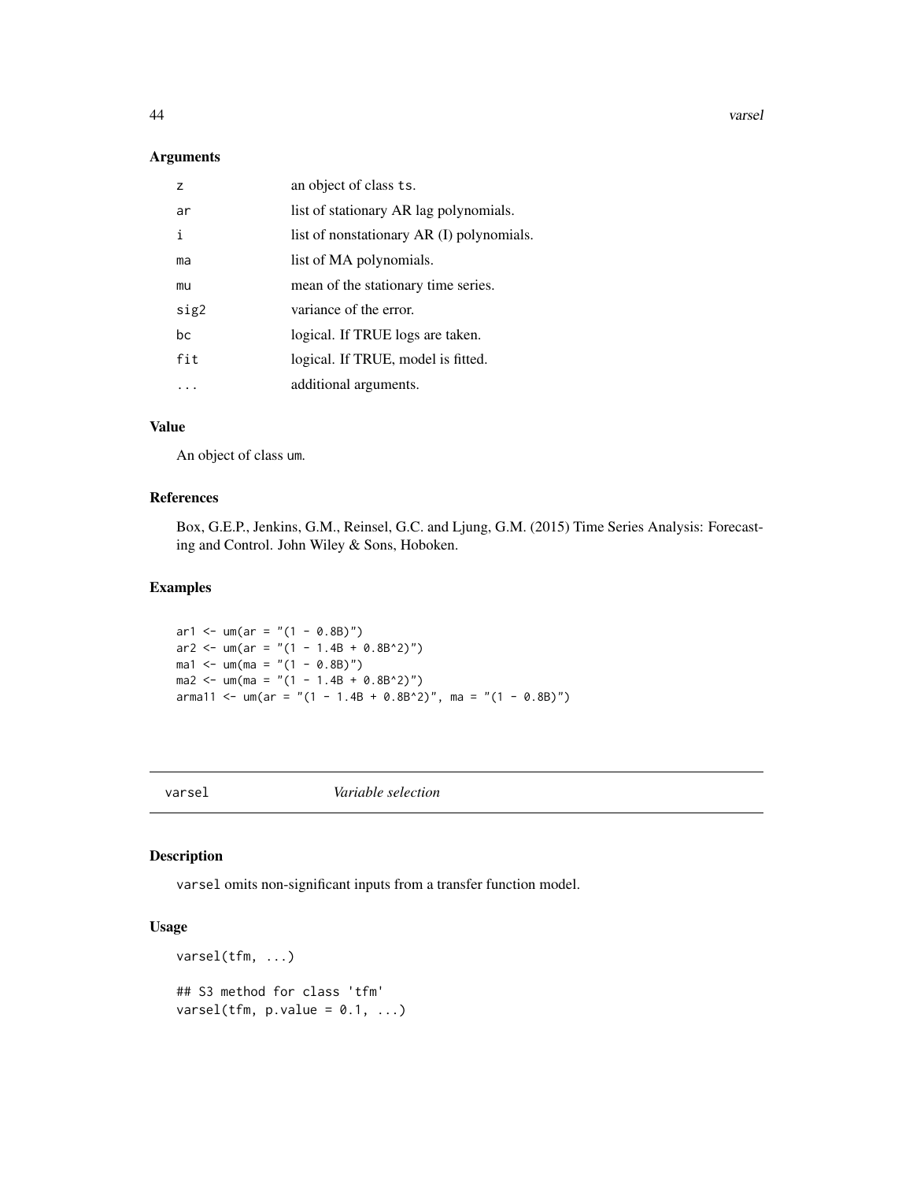### Arguments

| | |
|---|---|
| z | an object of class ts. |
| ar | list of stationary AR lag polynomials. |
| i | list of nonstationary AR (I) polynomials. |
| ma | list of MA polynomials. |
| mu | mean of the stationary time series. |
| sig2 | variance of the error. |
| bc | logical. If TRUE logs are taken. |
| fit | logical. If TRUE, model is fitted. |
| ... | additional arguments. |

### Value

An object of class um.

### References

Box, G.E.P., Jenkins, G.M., Reinsel, G.C. and Ljung, G.M. (2015) Time Series Analysis: Forecasting and Control. John Wiley & Sons, Hoboken.

### Examples

```
ar1 <- um(ar = "(1 - 0.8B)")
ar2 <- um(ar = "(1 - 1.4B + 0.8B^2)")
ma1 <- um(ma = "(1 - 0.8B)")
ma2 <- um(ma = "(1 - 1.4B + 0.8B^2)")
arma11 <- um(ar = "(1 - 1.4B + 0.8B^2)", ma = "(1 - 0.8B)")
```

## varsel &nbsp;&nbsp;&nbsp; *Variable selection*

### Description

varsel omits non-significant inputs from a transfer function model.

### Usage

```
varsel(tfm, ...)

## S3 method for class 'tfm'
varsel(tfm, p.value = 0.1, ...)
```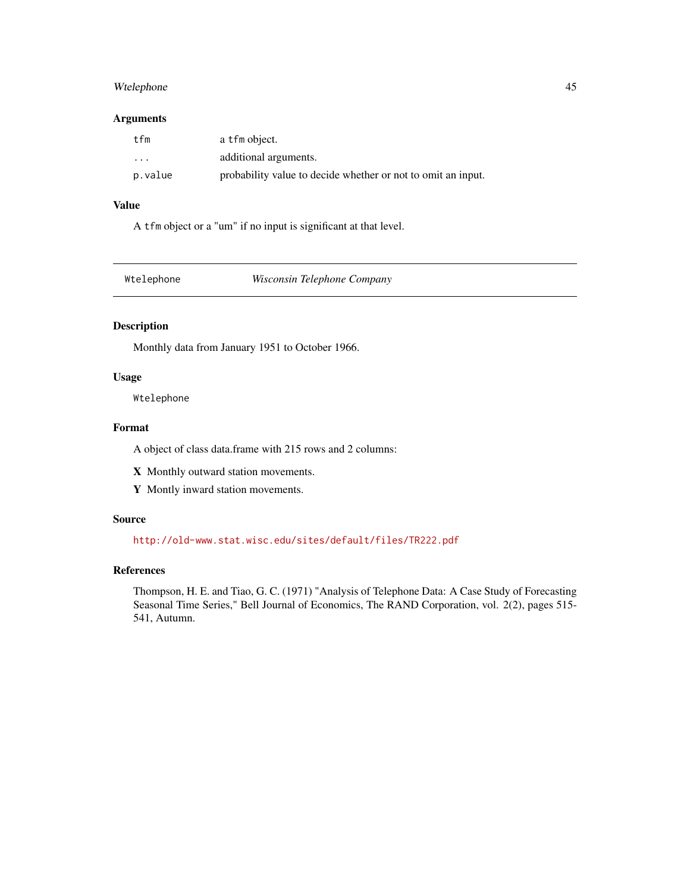### Arguments

| | |
|---|---|
| `tfm` | a `tfm` object. |
| `...` | additional arguments. |
| `p.value` | probability value to decide whether or not to omit an input. |

### Value

A `tfm` object or a "um" if no input is significant at that level.

---

## Wtelephone — *Wisconsin Telephone Company*

---

### Description

Monthly data from January 1951 to October 1966.

### Usage

```
Wtelephone
```

### Format

A object of class data.frame with 215 rows and 2 columns:

- **X** Monthly outward station movements.
- **Y** Montly inward station movements.

### Source

http://old-www.stat.wisc.edu/sites/default/files/TR222.pdf

### References

Thompson, H. E. and Tiao, G. C. (1971) "Analysis of Telephone Data: A Case Study of Forecasting Seasonal Time Series," Bell Journal of Economics, The RAND Corporation, vol. 2(2), pages 515-541, Autumn.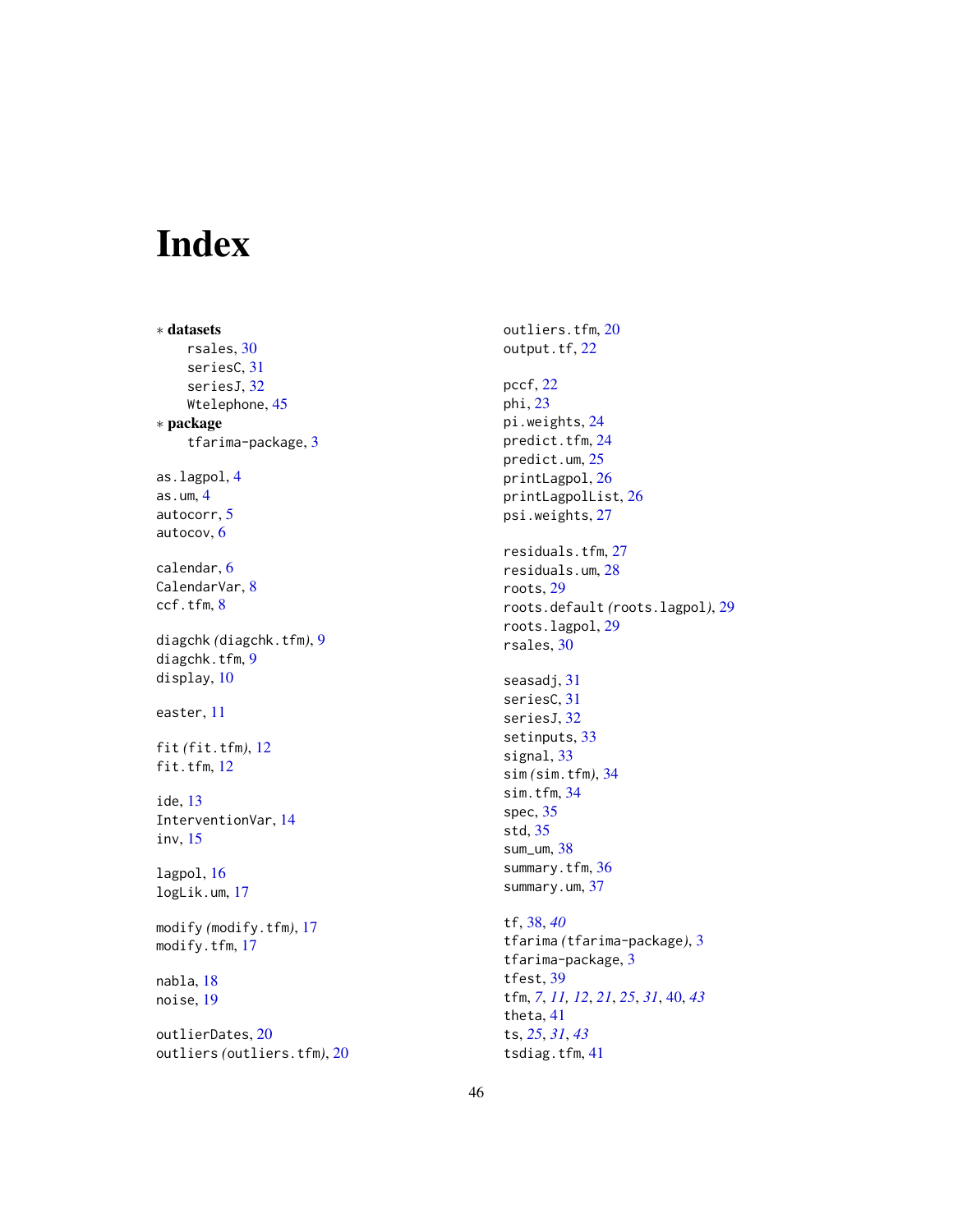# Index

∗ **datasets**
  rsales, 30
  seriesC, 31
  seriesJ, 32
  Wtelephone, 45

∗ **package**
  tfarima-package, 3

as.lagpol, 4
as.um, 4
autocorr, 5
autocov, 6

calendar, 6
CalendarVar, 8
ccf.tfm, 8

diagchk *(*diagchk.tfm*)*, 9
diagchk.tfm, 9
display, 10

easter, 11

fit *(*fit.tfm*)*, 12
fit.tfm, 12

ide, 13
InterventionVar, 14
inv, 15

lagpol, 16
logLik.um, 17

modify *(*modify.tfm*)*, 17
modify.tfm, 17

nabla, 18
noise, 19

outlierDates, 20
outliers *(*outliers.tfm*)*, 20
outliers.tfm, 20
output.tf, 22

pccf, 22
phi, 23
pi.weights, 24
predict.tfm, 24
predict.um, 25
printLagpol, 26
printLagpolList, 26
psi.weights, 27

residuals.tfm, 27
residuals.um, 28
roots, 29
roots.default *(*roots.lagpol*)*, 29
roots.lagpol, 29
rsales, 30

seasadj, 31
seriesC, 31
seriesJ, 32
setinputs, 33
signal, 33
sim *(*sim.tfm*)*, 34
sim.tfm, 34
spec, 35
std, 35
sum_um, 38
summary.tfm, 36
summary.um, 37

tf, 38, *40*
tfarima *(*tfarima-package*)*, 3
tfarima-package, 3
tfest, 39
tfm, *7*, *11, 12*, *21*, *25*, *31*, 40, *43*
theta, 41
ts, *25*, *31*, *43*
tsdiag.tfm, 41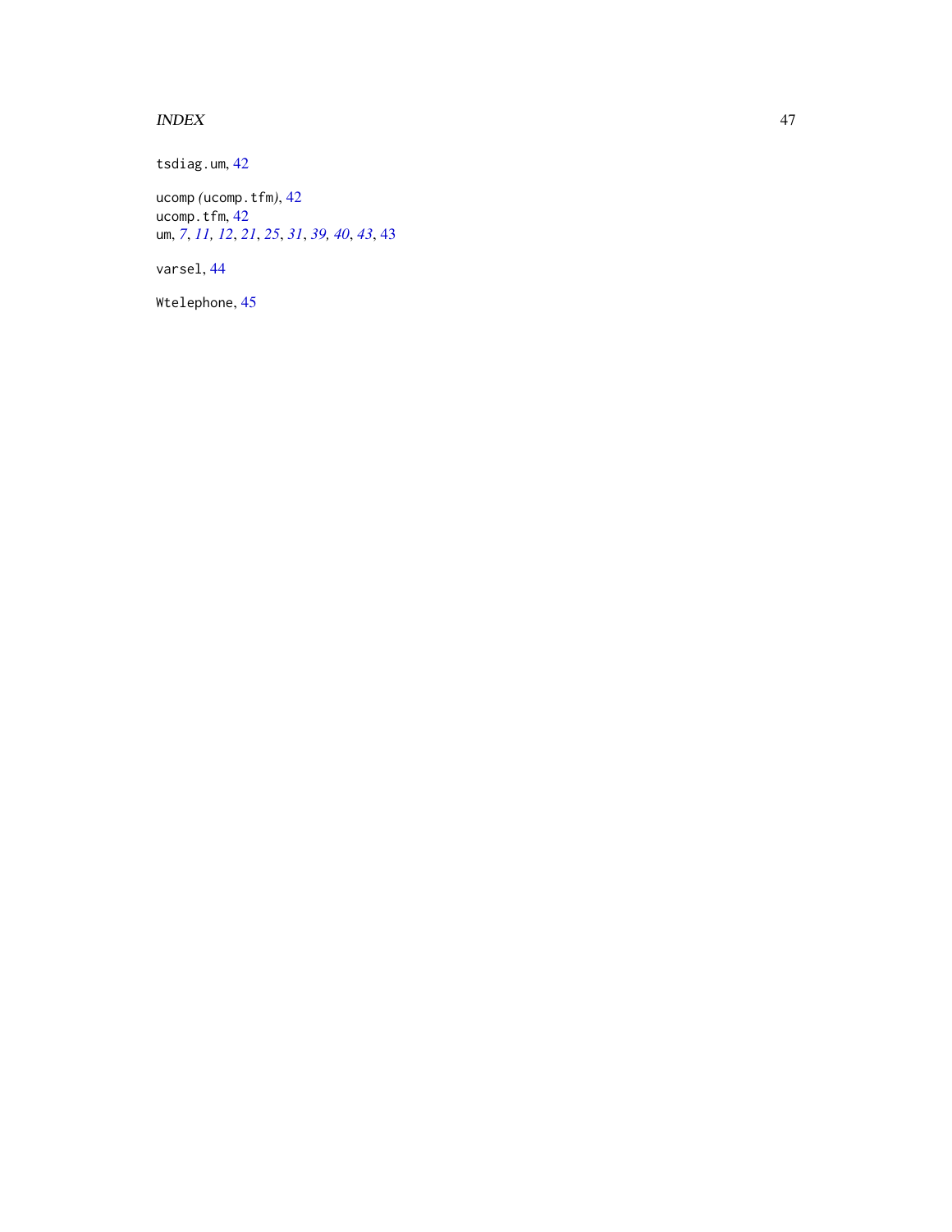tsdiag.um, 42

ucomp (ucomp.tfm), 42
ucomp.tfm, 42
um, *7*, *11, 12*, *21*, *25*, *31*, *39, 40*, *43*, 43

varsel, 44

Wtelephone, 45